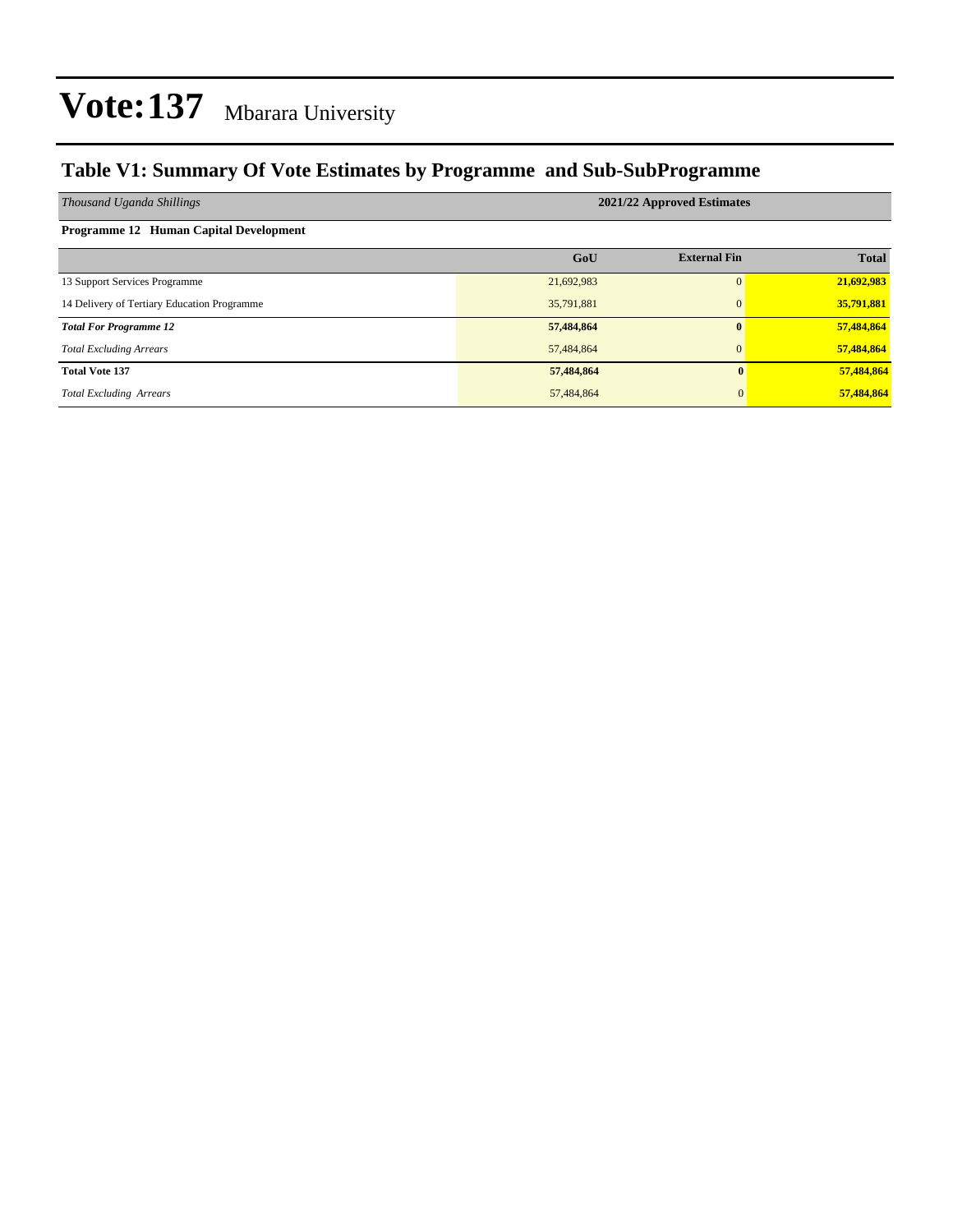# Vote:137 Mbarara University

## Table V1: Summary Of Vote Estimates by Programme and Sub-SubProgramme

| *Thousand Uganda Shillings* | 2021/22 Approved Estimates | | |
|---|---|---|---|
| **Programme 12 Human Capital Development** | | | |
| | **GoU** | **External Fin** | **Total** |
| 13 Support Services Programme | 21,692,983 | 0 | **21,692,983** |
| 14 Delivery of Tertiary Education Programme | 35,791,881 | 0 | **35,791,881** |
| ***Total For Programme 12*** | **57,484,864** | **0** | **57,484,864** |
| *Total Excluding Arrears* | 57,484,864 | 0 | **57,484,864** |
| **Total Vote 137** | **57,484,864** | **0** | **57,484,864** |
| *Total Excluding Arrears* | 57,484,864 | 0 | **57,484,864** |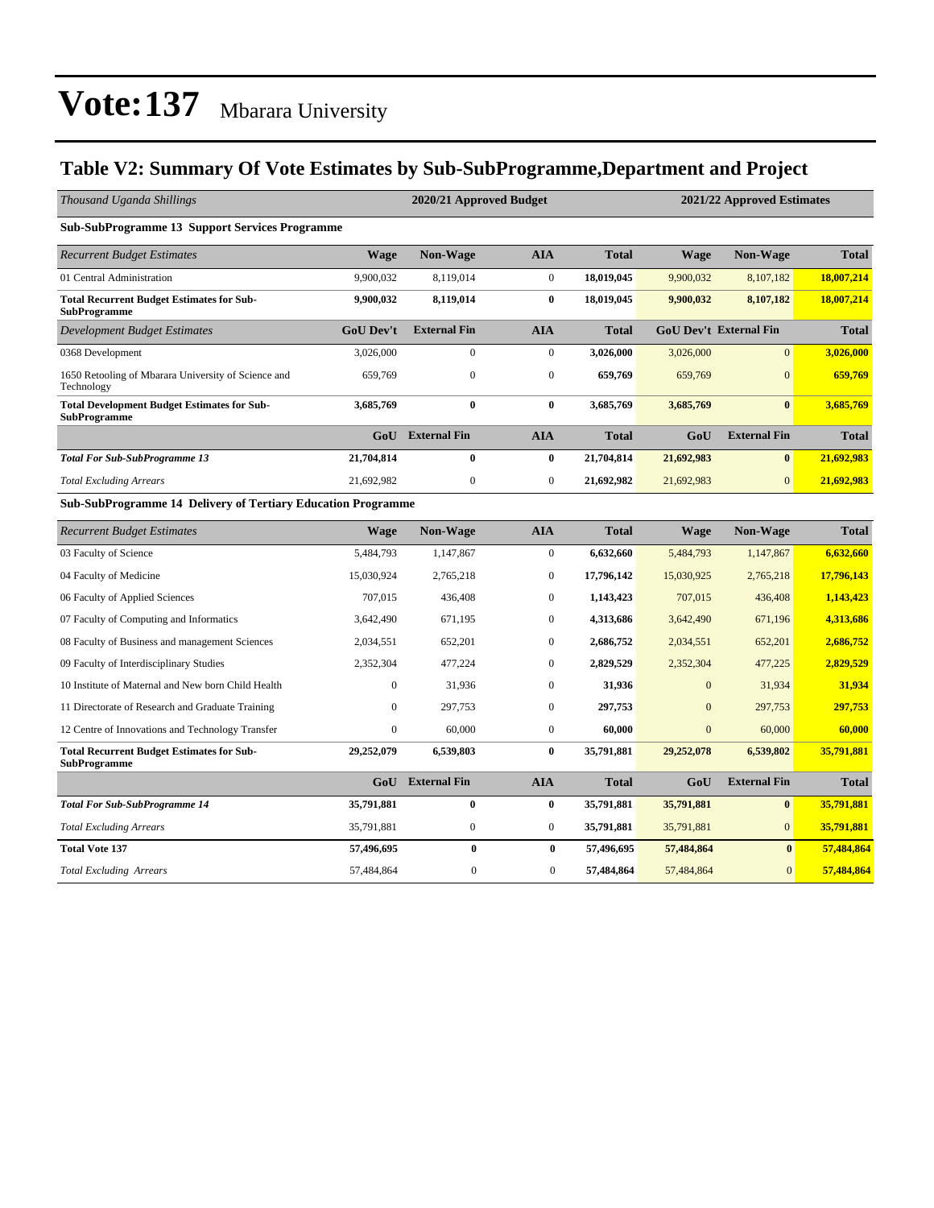# Vote:137 Mbarara University

## Table V2: Summary Of Vote Estimates by Sub-SubProgramme,Department and Project

| *Thousand Uganda Shillings* | 2020/21 Approved Budget | | | | 2021/22 Approved Estimates | | |
|---|---|---|---|---|---|---|---|
| **Sub-SubProgramme 13 Support Services Programme** | | | | | | | |
| *Recurrent Budget Estimates* | **Wage** | **Non-Wage** | **AIA** | **Total** | **Wage** | **Non-Wage** | **Total** |
| 01 Central Administration | 9,900,032 | 8,119,014 | 0 | **18,019,045** | 9,900,032 | 8,107,182 | **18,007,214** |
| **Total Recurrent Budget Estimates for Sub-SubProgramme** | **9,900,032** | **8,119,014** | **0** | **18,019,045** | **9,900,032** | **8,107,182** | **18,007,214** |
| *Development Budget Estimates* | **GoU Dev't** | **External Fin** | **AIA** | **Total** | **GoU Dev't** | **External Fin** | **Total** |
| 0368 Development | 3,026,000 | 0 | 0 | **3,026,000** | 3,026,000 | 0 | **3,026,000** |
| 1650 Retooling of Mbarara University of Science and Technology | 659,769 | 0 | 0 | **659,769** | 659,769 | 0 | **659,769** |
| **Total Development Budget Estimates for Sub-SubProgramme** | **3,685,769** | **0** | **0** | **3,685,769** | **3,685,769** | **0** | **3,685,769** |
| | **GoU** | **External Fin** | **AIA** | **Total** | **GoU** | **External Fin** | **Total** |
| ***Total For Sub-SubProgramme 13*** | **21,704,814** | **0** | **0** | **21,704,814** | **21,692,983** | **0** | **21,692,983** |
| *Total Excluding Arrears* | 21,692,982 | 0 | 0 | **21,692,982** | 21,692,983 | 0 | **21,692,983** |
| **Sub-SubProgramme 14 Delivery of Tertiary Education Programme** | | | | | | | |
| *Recurrent Budget Estimates* | **Wage** | **Non-Wage** | **AIA** | **Total** | **Wage** | **Non-Wage** | **Total** |
| 03 Faculty of Science | 5,484,793 | 1,147,867 | 0 | **6,632,660** | 5,484,793 | 1,147,867 | **6,632,660** |
| 04 Faculty of Medicine | 15,030,924 | 2,765,218 | 0 | **17,796,142** | 15,030,925 | 2,765,218 | **17,796,143** |
| 06 Faculty of Applied Sciences | 707,015 | 436,408 | 0 | **1,143,423** | 707,015 | 436,408 | **1,143,423** |
| 07 Faculty of Computing and Informatics | 3,642,490 | 671,195 | 0 | **4,313,686** | 3,642,490 | 671,196 | **4,313,686** |
| 08 Faculty of Business and management Sciences | 2,034,551 | 652,201 | 0 | **2,686,752** | 2,034,551 | 652,201 | **2,686,752** |
| 09 Faculty of Interdisciplinary Studies | 2,352,304 | 477,224 | 0 | **2,829,529** | 2,352,304 | 477,225 | **2,829,529** |
| 10 Institute of Maternal and New born Child Health | 0 | 31,936 | 0 | **31,936** | 0 | 31,934 | **31,934** |
| 11 Directorate of Research and Graduate Training | 0 | 297,753 | 0 | **297,753** | 0 | 297,753 | **297,753** |
| 12 Centre of Innovations and Technology Transfer | 0 | 60,000 | 0 | **60,000** | 0 | 60,000 | **60,000** |
| **Total Recurrent Budget Estimates for Sub-SubProgramme** | **29,252,079** | **6,539,803** | **0** | **35,791,881** | **29,252,078** | **6,539,802** | **35,791,881** |
| | **GoU** | **External Fin** | **AIA** | **Total** | **GoU** | **External Fin** | **Total** |
| ***Total For Sub-SubProgramme 14*** | **35,791,881** | **0** | **0** | **35,791,881** | **35,791,881** | **0** | **35,791,881** |
| *Total Excluding Arrears* | 35,791,881 | 0 | 0 | **35,791,881** | 35,791,881 | 0 | **35,791,881** |
| **Total Vote 137** | **57,496,695** | **0** | **0** | **57,496,695** | **57,484,864** | **0** | **57,484,864** |
| *Total Excluding Arrears* | 57,484,864 | 0 | 0 | **57,484,864** | 57,484,864 | 0 | **57,484,864** |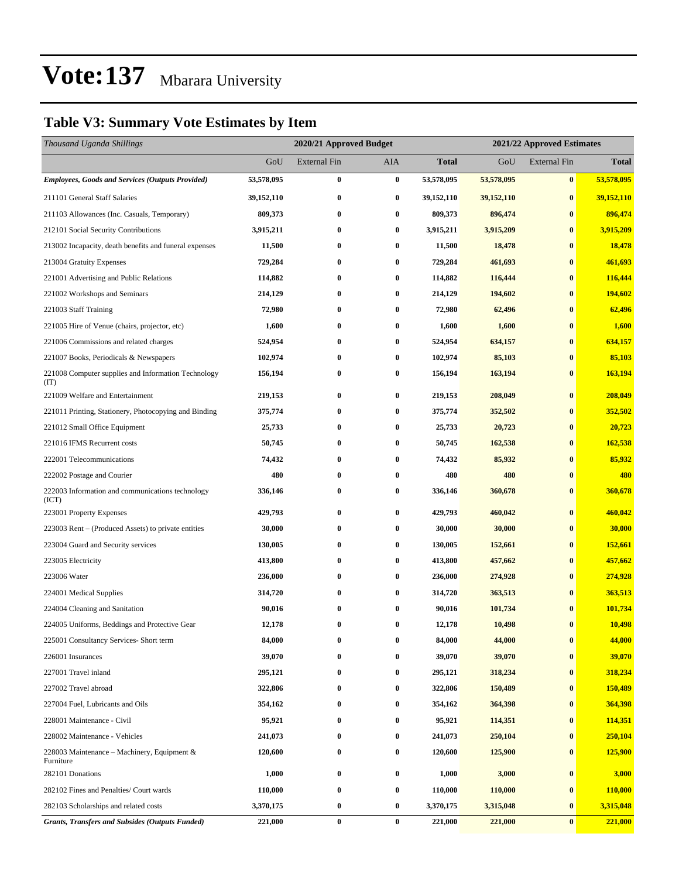# Vote:137 Mbarara University

## Table V3: Summary Vote Estimates by Item

| *Thousand Uganda Shillings* | 2020/21 Approved Budget | | | | 2021/22 Approved Estimates | | |
|---|---|---|---|---|---|---|---|
| | GoU | External Fin | AIA | **Total** | GoU | External Fin | **Total** |
| ***Employees, Goods and Services (Outputs Provided)*** | **53,578,095** | **0** | **0** | **53,578,095** | **53,578,095** | **0** | **53,578,095** |
| 211101 General Staff Salaries | **39,152,110** | **0** | **0** | **39,152,110** | **39,152,110** | **0** | **39,152,110** |
| 211103 Allowances (Inc. Casuals, Temporary) | **809,373** | **0** | **0** | **809,373** | **896,474** | **0** | **896,474** |
| 212101 Social Security Contributions | **3,915,211** | **0** | **0** | **3,915,211** | **3,915,209** | **0** | **3,915,209** |
| 213002 Incapacity, death benefits and funeral expenses | **11,500** | **0** | **0** | **11,500** | **18,478** | **0** | **18,478** |
| 213004 Gratuity Expenses | **729,284** | **0** | **0** | **729,284** | **461,693** | **0** | **461,693** |
| 221001 Advertising and Public Relations | **114,882** | **0** | **0** | **114,882** | **116,444** | **0** | **116,444** |
| 221002 Workshops and Seminars | **214,129** | **0** | **0** | **214,129** | **194,602** | **0** | **194,602** |
| 221003 Staff Training | **72,980** | **0** | **0** | **72,980** | **62,496** | **0** | **62,496** |
| 221005 Hire of Venue (chairs, projector, etc) | **1,600** | **0** | **0** | **1,600** | **1,600** | **0** | **1,600** |
| 221006 Commissions and related charges | **524,954** | **0** | **0** | **524,954** | **634,157** | **0** | **634,157** |
| 221007 Books, Periodicals & Newspapers | **102,974** | **0** | **0** | **102,974** | **85,103** | **0** | **85,103** |
| 221008 Computer supplies and Information Technology (IT) | **156,194** | **0** | **0** | **156,194** | **163,194** | **0** | **163,194** |
| 221009 Welfare and Entertainment | **219,153** | **0** | **0** | **219,153** | **208,049** | **0** | **208,049** |
| 221011 Printing, Stationery, Photocopying and Binding | **375,774** | **0** | **0** | **375,774** | **352,502** | **0** | **352,502** |
| 221012 Small Office Equipment | **25,733** | **0** | **0** | **25,733** | **20,723** | **0** | **20,723** |
| 221016 IFMS Recurrent costs | **50,745** | **0** | **0** | **50,745** | **162,538** | **0** | **162,538** |
| 222001 Telecommunications | **74,432** | **0** | **0** | **74,432** | **85,932** | **0** | **85,932** |
| 222002 Postage and Courier | **480** | **0** | **0** | **480** | **480** | **0** | **480** |
| 222003 Information and communications technology (ICT) | **336,146** | **0** | **0** | **336,146** | **360,678** | **0** | **360,678** |
| 223001 Property Expenses | **429,793** | **0** | **0** | **429,793** | **460,042** | **0** | **460,042** |
| 223003 Rent – (Produced Assets) to private entities | **30,000** | **0** | **0** | **30,000** | **30,000** | **0** | **30,000** |
| 223004 Guard and Security services | **130,005** | **0** | **0** | **130,005** | **152,661** | **0** | **152,661** |
| 223005 Electricity | **413,800** | **0** | **0** | **413,800** | **457,662** | **0** | **457,662** |
| 223006 Water | **236,000** | **0** | **0** | **236,000** | **274,928** | **0** | **274,928** |
| 224001 Medical Supplies | **314,720** | **0** | **0** | **314,720** | **363,513** | **0** | **363,513** |
| 224004 Cleaning and Sanitation | **90,016** | **0** | **0** | **90,016** | **101,734** | **0** | **101,734** |
| 224005 Uniforms, Beddings and Protective Gear | **12,178** | **0** | **0** | **12,178** | **10,498** | **0** | **10,498** |
| 225001 Consultancy Services- Short term | **84,000** | **0** | **0** | **84,000** | **44,000** | **0** | **44,000** |
| 226001 Insurances | **39,070** | **0** | **0** | **39,070** | **39,070** | **0** | **39,070** |
| 227001 Travel inland | **295,121** | **0** | **0** | **295,121** | **318,234** | **0** | **318,234** |
| 227002 Travel abroad | **322,806** | **0** | **0** | **322,806** | **150,489** | **0** | **150,489** |
| 227004 Fuel, Lubricants and Oils | **354,162** | **0** | **0** | **354,162** | **364,398** | **0** | **364,398** |
| 228001 Maintenance - Civil | **95,921** | **0** | **0** | **95,921** | **114,351** | **0** | **114,351** |
| 228002 Maintenance - Vehicles | **241,073** | **0** | **0** | **241,073** | **250,104** | **0** | **250,104** |
| 228003 Maintenance – Machinery, Equipment & Furniture | **120,600** | **0** | **0** | **120,600** | **125,900** | **0** | **125,900** |
| 282101 Donations | **1,000** | **0** | **0** | **1,000** | **3,000** | **0** | **3,000** |
| 282102 Fines and Penalties/ Court wards | **110,000** | **0** | **0** | **110,000** | **110,000** | **0** | **110,000** |
| 282103 Scholarships and related costs | **3,370,175** | **0** | **0** | **3,370,175** | **3,315,048** | **0** | **3,315,048** |
| ***Grants, Transfers and Subsides (Outputs Funded)*** | **221,000** | **0** | **0** | **221,000** | **221,000** | **0** | **221,000** |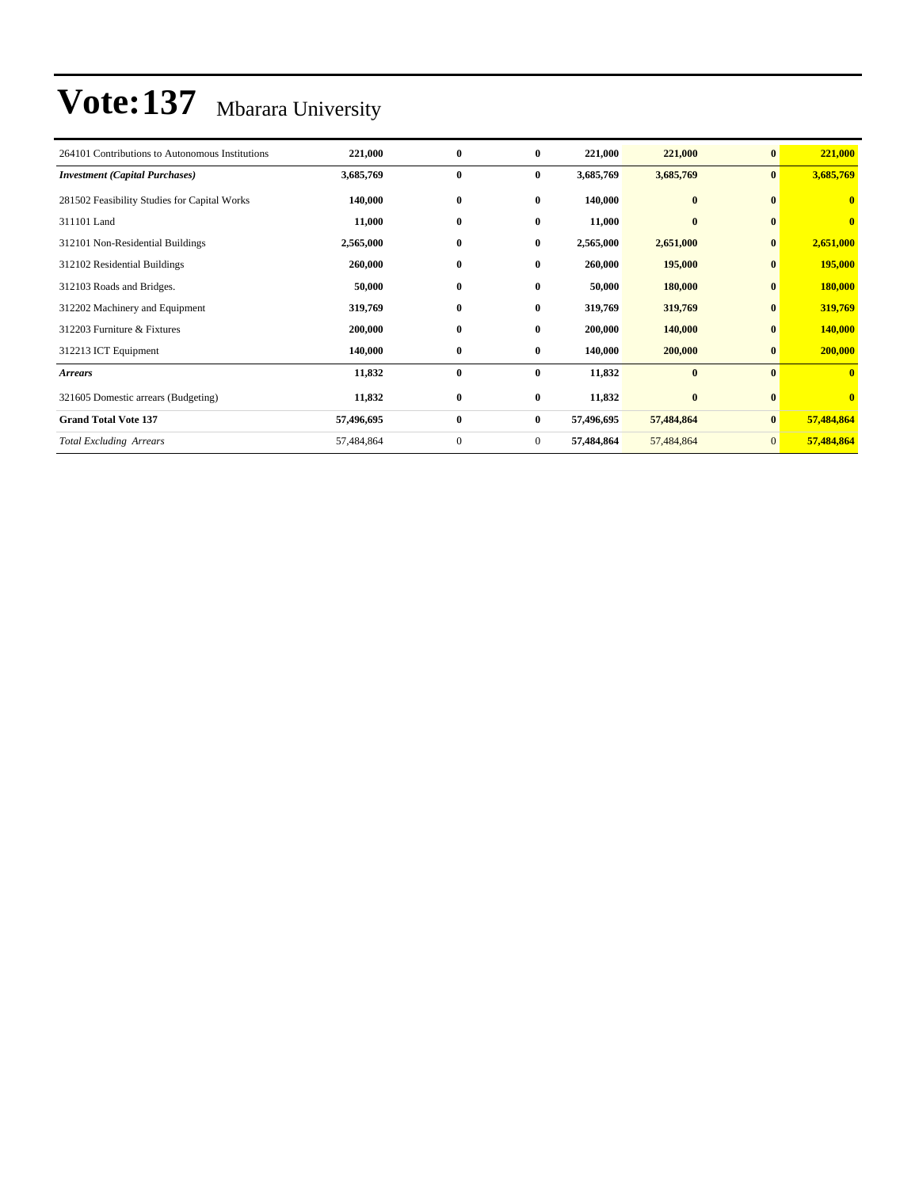# Vote:137 Mbarara University

| | | | | | | | |
|---|---|---|---|---|---|---|---|
| 264101 Contributions to Autonomous Institutions | **221,000** | **0** | **0** | **221,000** | **221,000** | **0** | **221,000** |
| ***Investment (Capital Purchases)*** | **3,685,769** | **0** | **0** | **3,685,769** | **3,685,769** | **0** | **3,685,769** |
| 281502 Feasibility Studies for Capital Works | **140,000** | **0** | **0** | **140,000** | **0** | **0** | **0** |
| 311101 Land | **11,000** | **0** | **0** | **11,000** | **0** | **0** | **0** |
| 312101 Non-Residential Buildings | **2,565,000** | **0** | **0** | **2,565,000** | **2,651,000** | **0** | **2,651,000** |
| 312102 Residential Buildings | **260,000** | **0** | **0** | **260,000** | **195,000** | **0** | **195,000** |
| 312103 Roads and Bridges. | **50,000** | **0** | **0** | **50,000** | **180,000** | **0** | **180,000** |
| 312202 Machinery and Equipment | **319,769** | **0** | **0** | **319,769** | **319,769** | **0** | **319,769** |
| 312203 Furniture & Fixtures | **200,000** | **0** | **0** | **200,000** | **140,000** | **0** | **140,000** |
| 312213 ICT Equipment | **140,000** | **0** | **0** | **140,000** | **200,000** | **0** | **200,000** |
| ***Arrears*** | **11,832** | **0** | **0** | **11,832** | **0** | **0** | **0** |
| 321605 Domestic arrears (Budgeting) | **11,832** | **0** | **0** | **11,832** | **0** | **0** | **0** |
| **Grand Total Vote 137** | **57,496,695** | **0** | **0** | **57,496,695** | **57,484,864** | **0** | **57,484,864** |
| *Total Excluding Arrears* | 57,484,864 | 0 | 0 | **57,484,864** | 57,484,864 | 0 | **57,484,864** |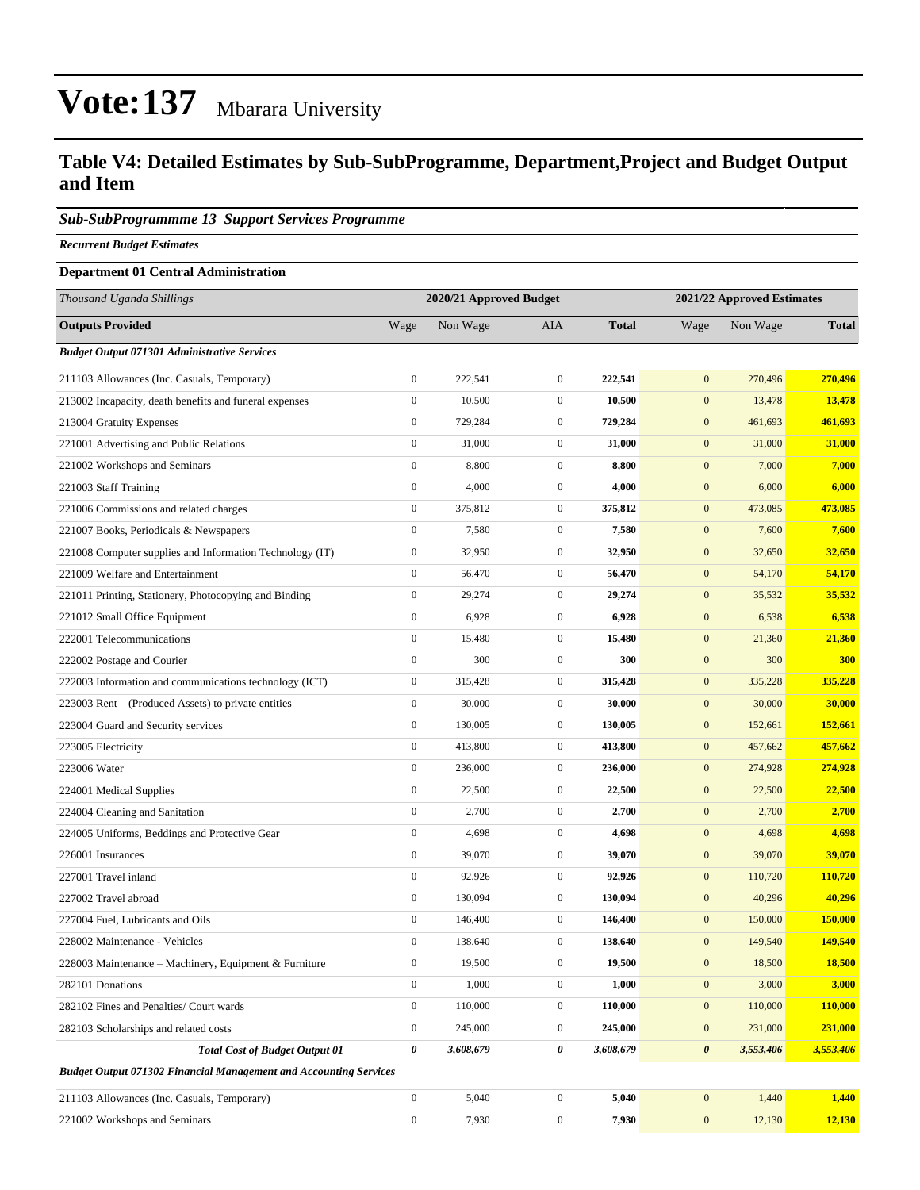# Vote:137 Mbarara University

## Table V4: Detailed Estimates by Sub-SubProgramme, Department,Project and Budget Output and Item

### *Sub-SubProgrammme 13 Support Services Programme*

***Recurrent Budget Estimates***

**Department 01 Central Administration**

| *Thousand Uganda Shillings* | 2020/21 Approved Budget | | | | 2021/22 Approved Estimates | | |
|---|---|---|---|---|---|---|---|
| **Outputs Provided** | Wage | Non Wage | AIA | **Total** | Wage | Non Wage | **Total** |
| ***Budget Output 071301 Administrative Services*** | | | | | | | |
| 211103 Allowances (Inc. Casuals, Temporary) | 0 | 222,541 | 0 | **222,541** | 0 | 270,496 | **270,496** |
| 213002 Incapacity, death benefits and funeral expenses | 0 | 10,500 | 0 | **10,500** | 0 | 13,478 | **13,478** |
| 213004 Gratuity Expenses | 0 | 729,284 | 0 | **729,284** | 0 | 461,693 | **461,693** |
| 221001 Advertising and Public Relations | 0 | 31,000 | 0 | **31,000** | 0 | 31,000 | **31,000** |
| 221002 Workshops and Seminars | 0 | 8,800 | 0 | **8,800** | 0 | 7,000 | **7,000** |
| 221003 Staff Training | 0 | 4,000 | 0 | **4,000** | 0 | 6,000 | **6,000** |
| 221006 Commissions and related charges | 0 | 375,812 | 0 | **375,812** | 0 | 473,085 | **473,085** |
| 221007 Books, Periodicals & Newspapers | 0 | 7,580 | 0 | **7,580** | 0 | 7,600 | **7,600** |
| 221008 Computer supplies and Information Technology (IT) | 0 | 32,950 | 0 | **32,950** | 0 | 32,650 | **32,650** |
| 221009 Welfare and Entertainment | 0 | 56,470 | 0 | **56,470** | 0 | 54,170 | **54,170** |
| 221011 Printing, Stationery, Photocopying and Binding | 0 | 29,274 | 0 | **29,274** | 0 | 35,532 | **35,532** |
| 221012 Small Office Equipment | 0 | 6,928 | 0 | **6,928** | 0 | 6,538 | **6,538** |
| 222001 Telecommunications | 0 | 15,480 | 0 | **15,480** | 0 | 21,360 | **21,360** |
| 222002 Postage and Courier | 0 | 300 | 0 | **300** | 0 | 300 | **300** |
| 222003 Information and communications technology (ICT) | 0 | 315,428 | 0 | **315,428** | 0 | 335,228 | **335,228** |
| 223003 Rent – (Produced Assets) to private entities | 0 | 30,000 | 0 | **30,000** | 0 | 30,000 | **30,000** |
| 223004 Guard and Security services | 0 | 130,005 | 0 | **130,005** | 0 | 152,661 | **152,661** |
| 223005 Electricity | 0 | 413,800 | 0 | **413,800** | 0 | 457,662 | **457,662** |
| 223006 Water | 0 | 236,000 | 0 | **236,000** | 0 | 274,928 | **274,928** |
| 224001 Medical Supplies | 0 | 22,500 | 0 | **22,500** | 0 | 22,500 | **22,500** |
| 224004 Cleaning and Sanitation | 0 | 2,700 | 0 | **2,700** | 0 | 2,700 | **2,700** |
| 224005 Uniforms, Beddings and Protective Gear | 0 | 4,698 | 0 | **4,698** | 0 | 4,698 | **4,698** |
| 226001 Insurances | 0 | 39,070 | 0 | **39,070** | 0 | 39,070 | **39,070** |
| 227001 Travel inland | 0 | 92,926 | 0 | **92,926** | 0 | 110,720 | **110,720** |
| 227002 Travel abroad | 0 | 130,094 | 0 | **130,094** | 0 | 40,296 | **40,296** |
| 227004 Fuel, Lubricants and Oils | 0 | 146,400 | 0 | **146,400** | 0 | 150,000 | **150,000** |
| 228002 Maintenance - Vehicles | 0 | 138,640 | 0 | **138,640** | 0 | 149,540 | **149,540** |
| 228003 Maintenance – Machinery, Equipment & Furniture | 0 | 19,500 | 0 | **19,500** | 0 | 18,500 | **18,500** |
| 282101 Donations | 0 | 1,000 | 0 | **1,000** | 0 | 3,000 | **3,000** |
| 282102 Fines and Penalties/ Court wards | 0 | 110,000 | 0 | **110,000** | 0 | 110,000 | **110,000** |
| 282103 Scholarships and related costs | 0 | 245,000 | 0 | **245,000** | 0 | 231,000 | **231,000** |
| ***Total Cost of Budget Output 01*** | ***0*** | ***3,608,679*** | ***0*** | ***3,608,679*** | ***0*** | ***3,553,406*** | ***3,553,406*** |
| ***Budget Output 071302 Financial Management and Accounting Services*** | | | | | | | |
| 211103 Allowances (Inc. Casuals, Temporary) | 0 | 5,040 | 0 | **5,040** | 0 | 1,440 | **1,440** |
| 221002 Workshops and Seminars | 0 | 7,930 | 0 | **7,930** | 0 | 12,130 | **12,130** |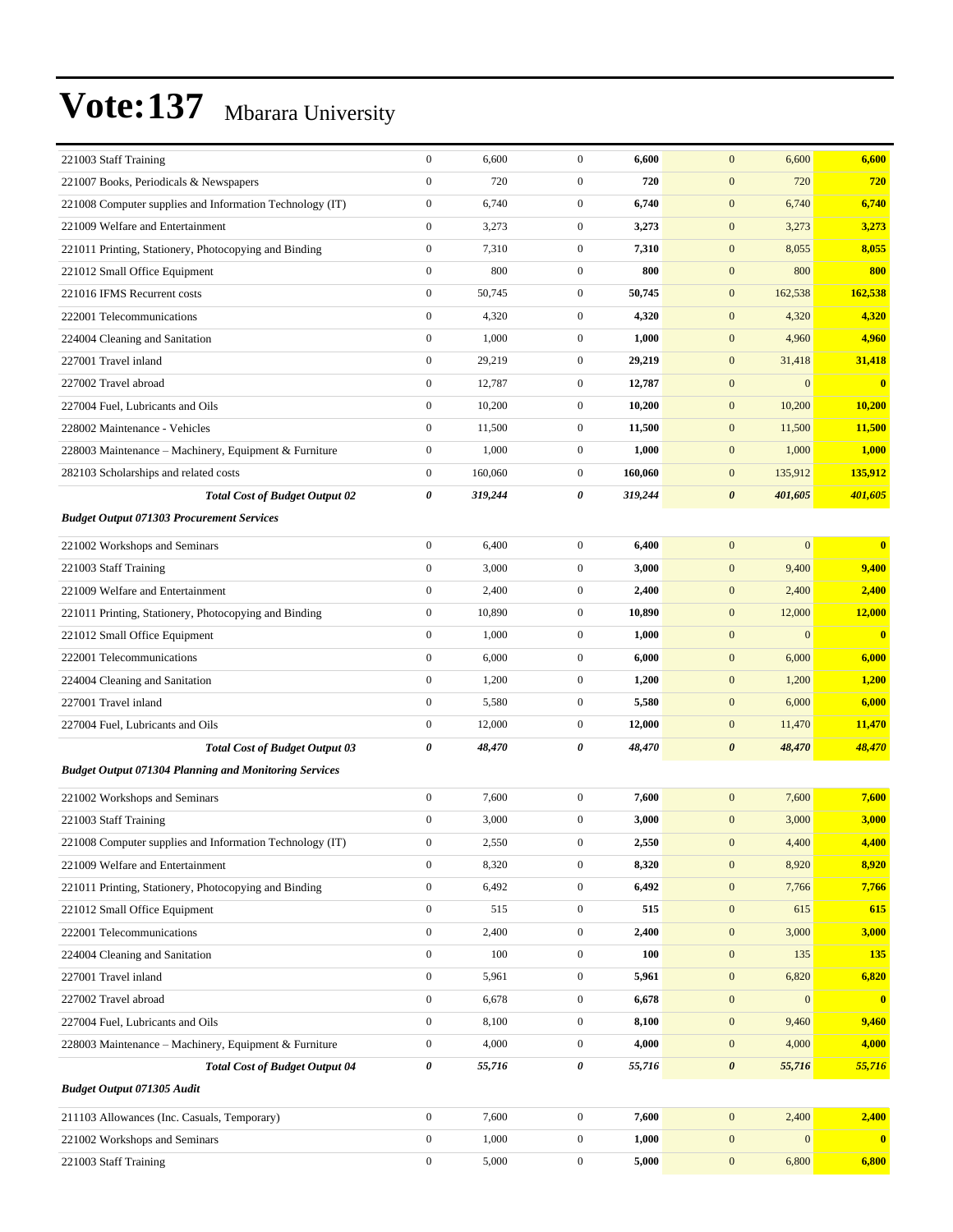# Vote:137 Mbarara University

| | | | | | | | |
|---|---|---|---|---|---|---|---|
| 221003 Staff Training | 0 | 6,600 | 0 | **6,600** | 0 | 6,600 | **6,600** |
| 221007 Books, Periodicals & Newspapers | 0 | 720 | 0 | **720** | 0 | 720 | **720** |
| 221008 Computer supplies and Information Technology (IT) | 0 | 6,740 | 0 | **6,740** | 0 | 6,740 | **6,740** |
| 221009 Welfare and Entertainment | 0 | 3,273 | 0 | **3,273** | 0 | 3,273 | **3,273** |
| 221011 Printing, Stationery, Photocopying and Binding | 0 | 7,310 | 0 | **7,310** | 0 | 8,055 | **8,055** |
| 221012 Small Office Equipment | 0 | 800 | 0 | **800** | 0 | 800 | **800** |
| 221016 IFMS Recurrent costs | 0 | 50,745 | 0 | **50,745** | 0 | 162,538 | **162,538** |
| 222001 Telecommunications | 0 | 4,320 | 0 | **4,320** | 0 | 4,320 | **4,320** |
| 224004 Cleaning and Sanitation | 0 | 1,000 | 0 | **1,000** | 0 | 4,960 | **4,960** |
| 227001 Travel inland | 0 | 29,219 | 0 | **29,219** | 0 | 31,418 | **31,418** |
| 227002 Travel abroad | 0 | 12,787 | 0 | **12,787** | 0 | 0 | **0** |
| 227004 Fuel, Lubricants and Oils | 0 | 10,200 | 0 | **10,200** | 0 | 10,200 | **10,200** |
| 228002 Maintenance - Vehicles | 0 | 11,500 | 0 | **11,500** | 0 | 11,500 | **11,500** |
| 228003 Maintenance – Machinery, Equipment & Furniture | 0 | 1,000 | 0 | **1,000** | 0 | 1,000 | **1,000** |
| 282103 Scholarships and related costs | 0 | 160,060 | 0 | **160,060** | 0 | 135,912 | **135,912** |
| ***Total Cost of Budget Output 02*** | ***0*** | ***319,244*** | ***0*** | ***319,244*** | ***0*** | ***401,605*** | ***401,605*** |
| ***Budget Output 071303 Procurement Services*** | | | | | | | |
| 221002 Workshops and Seminars | 0 | 6,400 | 0 | **6,400** | 0 | 0 | **0** |
| 221003 Staff Training | 0 | 3,000 | 0 | **3,000** | 0 | 9,400 | **9,400** |
| 221009 Welfare and Entertainment | 0 | 2,400 | 0 | **2,400** | 0 | 2,400 | **2,400** |
| 221011 Printing, Stationery, Photocopying and Binding | 0 | 10,890 | 0 | **10,890** | 0 | 12,000 | **12,000** |
| 221012 Small Office Equipment | 0 | 1,000 | 0 | **1,000** | 0 | 0 | **0** |
| 222001 Telecommunications | 0 | 6,000 | 0 | **6,000** | 0 | 6,000 | **6,000** |
| 224004 Cleaning and Sanitation | 0 | 1,200 | 0 | **1,200** | 0 | 1,200 | **1,200** |
| 227001 Travel inland | 0 | 5,580 | 0 | **5,580** | 0 | 6,000 | **6,000** |
| 227004 Fuel, Lubricants and Oils | 0 | 12,000 | 0 | **12,000** | 0 | 11,470 | **11,470** |
| ***Total Cost of Budget Output 03*** | ***0*** | ***48,470*** | ***0*** | ***48,470*** | ***0*** | ***48,470*** | ***48,470*** |
| ***Budget Output 071304 Planning and Monitoring Services*** | | | | | | | |
| 221002 Workshops and Seminars | 0 | 7,600 | 0 | **7,600** | 0 | 7,600 | **7,600** |
| 221003 Staff Training | 0 | 3,000 | 0 | **3,000** | 0 | 3,000 | **3,000** |
| 221008 Computer supplies and Information Technology (IT) | 0 | 2,550 | 0 | **2,550** | 0 | 4,400 | **4,400** |
| 221009 Welfare and Entertainment | 0 | 8,320 | 0 | **8,320** | 0 | 8,920 | **8,920** |
| 221011 Printing, Stationery, Photocopying and Binding | 0 | 6,492 | 0 | **6,492** | 0 | 7,766 | **7,766** |
| 221012 Small Office Equipment | 0 | 515 | 0 | **515** | 0 | 615 | **615** |
| 222001 Telecommunications | 0 | 2,400 | 0 | **2,400** | 0 | 3,000 | **3,000** |
| 224004 Cleaning and Sanitation | 0 | 100 | 0 | **100** | 0 | 135 | **135** |
| 227001 Travel inland | 0 | 5,961 | 0 | **5,961** | 0 | 6,820 | **6,820** |
| 227002 Travel abroad | 0 | 6,678 | 0 | **6,678** | 0 | 0 | **0** |
| 227004 Fuel, Lubricants and Oils | 0 | 8,100 | 0 | **8,100** | 0 | 9,460 | **9,460** |
| 228003 Maintenance – Machinery, Equipment & Furniture | 0 | 4,000 | 0 | **4,000** | 0 | 4,000 | **4,000** |
| ***Total Cost of Budget Output 04*** | ***0*** | ***55,716*** | ***0*** | ***55,716*** | ***0*** | ***55,716*** | ***55,716*** |
| ***Budget Output 071305 Audit*** | | | | | | | |
| 211103 Allowances (Inc. Casuals, Temporary) | 0 | 7,600 | 0 | **7,600** | 0 | 2,400 | **2,400** |
| 221002 Workshops and Seminars | 0 | 1,000 | 0 | **1,000** | 0 | 0 | **0** |
| 221003 Staff Training | 0 | 5,000 | 0 | **5,000** | 0 | 6,800 | **6,800** |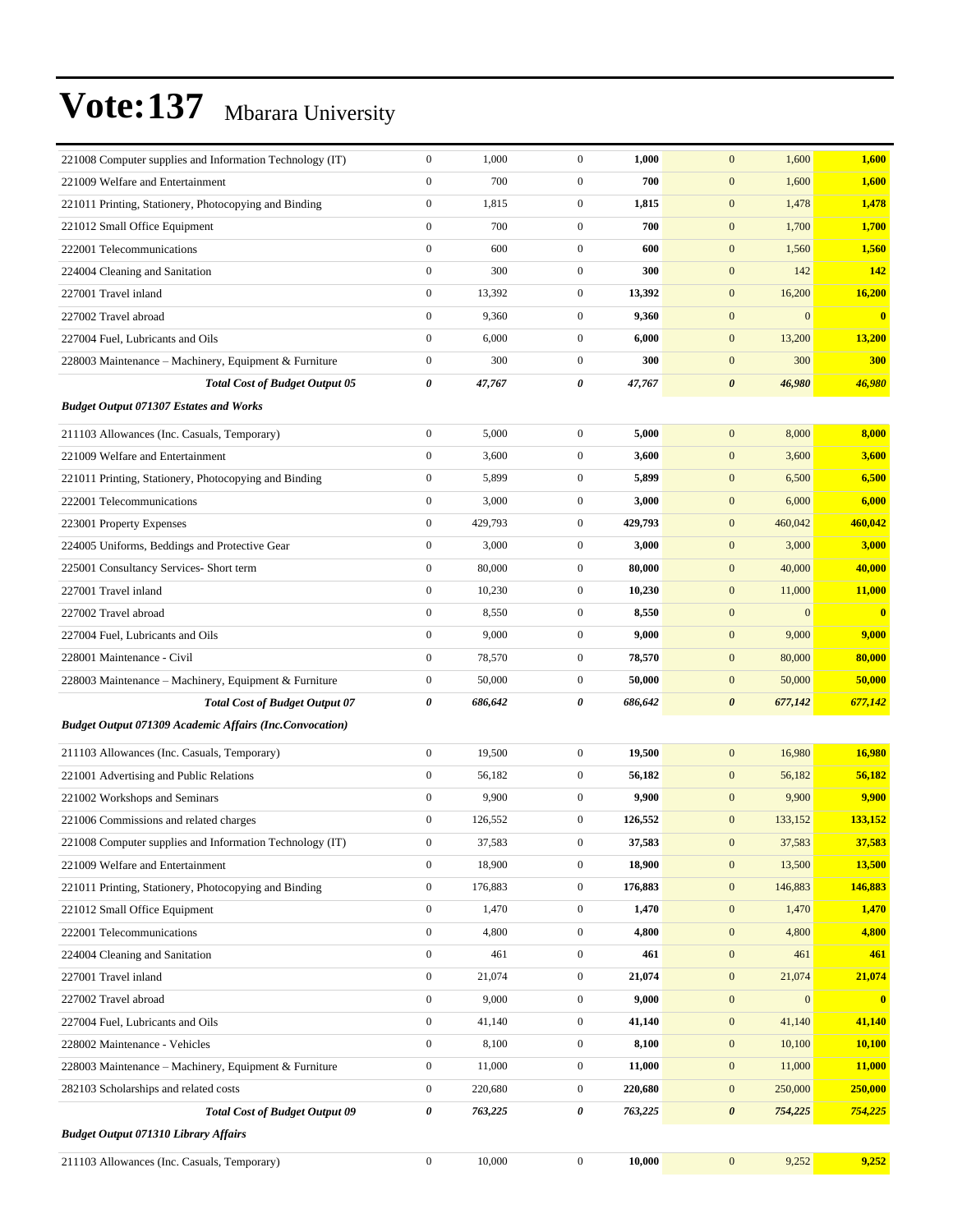# Vote:137 Mbarara University

| | | | | | | | |
|---|---|---|---|---|---|---|---|
| 221008 Computer supplies and Information Technology (IT) | 0 | 1,000 | 0 | **1,000** | 0 | 1,600 | **1,600** |
| 221009 Welfare and Entertainment | 0 | 700 | 0 | **700** | 0 | 1,600 | **1,600** |
| 221011 Printing, Stationery, Photocopying and Binding | 0 | 1,815 | 0 | **1,815** | 0 | 1,478 | **1,478** |
| 221012 Small Office Equipment | 0 | 700 | 0 | **700** | 0 | 1,700 | **1,700** |
| 222001 Telecommunications | 0 | 600 | 0 | **600** | 0 | 1,560 | **1,560** |
| 224004 Cleaning and Sanitation | 0 | 300 | 0 | **300** | 0 | 142 | **142** |
| 227001 Travel inland | 0 | 13,392 | 0 | **13,392** | 0 | 16,200 | **16,200** |
| 227002 Travel abroad | 0 | 9,360 | 0 | **9,360** | 0 | 0 | **0** |
| 227004 Fuel, Lubricants and Oils | 0 | 6,000 | 0 | **6,000** | 0 | 13,200 | **13,200** |
| 228003 Maintenance – Machinery, Equipment & Furniture | 0 | 300 | 0 | **300** | 0 | 300 | **300** |
| ***Total Cost of Budget Output 05*** | ***0*** | ***47,767*** | ***0*** | ***47,767*** | ***0*** | ***46,980*** | ***46,980*** |
| ***Budget Output 071307 Estates and Works*** | | | | | | | |
| 211103 Allowances (Inc. Casuals, Temporary) | 0 | 5,000 | 0 | **5,000** | 0 | 8,000 | **8,000** |
| 221009 Welfare and Entertainment | 0 | 3,600 | 0 | **3,600** | 0 | 3,600 | **3,600** |
| 221011 Printing, Stationery, Photocopying and Binding | 0 | 5,899 | 0 | **5,899** | 0 | 6,500 | **6,500** |
| 222001 Telecommunications | 0 | 3,000 | 0 | **3,000** | 0 | 6,000 | **6,000** |
| 223001 Property Expenses | 0 | 429,793 | 0 | **429,793** | 0 | 460,042 | **460,042** |
| 224005 Uniforms, Beddings and Protective Gear | 0 | 3,000 | 0 | **3,000** | 0 | 3,000 | **3,000** |
| 225001 Consultancy Services- Short term | 0 | 80,000 | 0 | **80,000** | 0 | 40,000 | **40,000** |
| 227001 Travel inland | 0 | 10,230 | 0 | **10,230** | 0 | 11,000 | **11,000** |
| 227002 Travel abroad | 0 | 8,550 | 0 | **8,550** | 0 | 0 | **0** |
| 227004 Fuel, Lubricants and Oils | 0 | 9,000 | 0 | **9,000** | 0 | 9,000 | **9,000** |
| 228001 Maintenance - Civil | 0 | 78,570 | 0 | **78,570** | 0 | 80,000 | **80,000** |
| 228003 Maintenance – Machinery, Equipment & Furniture | 0 | 50,000 | 0 | **50,000** | 0 | 50,000 | **50,000** |
| ***Total Cost of Budget Output 07*** | ***0*** | ***686,642*** | ***0*** | ***686,642*** | ***0*** | ***677,142*** | ***677,142*** |
| ***Budget Output 071309 Academic Affairs (Inc.Convocation)*** | | | | | | | |
| 211103 Allowances (Inc. Casuals, Temporary) | 0 | 19,500 | 0 | **19,500** | 0 | 16,980 | **16,980** |
| 221001 Advertising and Public Relations | 0 | 56,182 | 0 | **56,182** | 0 | 56,182 | **56,182** |
| 221002 Workshops and Seminars | 0 | 9,900 | 0 | **9,900** | 0 | 9,900 | **9,900** |
| 221006 Commissions and related charges | 0 | 126,552 | 0 | **126,552** | 0 | 133,152 | **133,152** |
| 221008 Computer supplies and Information Technology (IT) | 0 | 37,583 | 0 | **37,583** | 0 | 37,583 | **37,583** |
| 221009 Welfare and Entertainment | 0 | 18,900 | 0 | **18,900** | 0 | 13,500 | **13,500** |
| 221011 Printing, Stationery, Photocopying and Binding | 0 | 176,883 | 0 | **176,883** | 0 | 146,883 | **146,883** |
| 221012 Small Office Equipment | 0 | 1,470 | 0 | **1,470** | 0 | 1,470 | **1,470** |
| 222001 Telecommunications | 0 | 4,800 | 0 | **4,800** | 0 | 4,800 | **4,800** |
| 224004 Cleaning and Sanitation | 0 | 461 | 0 | **461** | 0 | 461 | **461** |
| 227001 Travel inland | 0 | 21,074 | 0 | **21,074** | 0 | 21,074 | **21,074** |
| 227002 Travel abroad | 0 | 9,000 | 0 | **9,000** | 0 | 0 | **0** |
| 227004 Fuel, Lubricants and Oils | 0 | 41,140 | 0 | **41,140** | 0 | 41,140 | **41,140** |
| 228002 Maintenance - Vehicles | 0 | 8,100 | 0 | **8,100** | 0 | 10,100 | **10,100** |
| 228003 Maintenance – Machinery, Equipment & Furniture | 0 | 11,000 | 0 | **11,000** | 0 | 11,000 | **11,000** |
| 282103 Scholarships and related costs | 0 | 220,680 | 0 | **220,680** | 0 | 250,000 | **250,000** |
| ***Total Cost of Budget Output 09*** | ***0*** | ***763,225*** | ***0*** | ***763,225*** | ***0*** | ***754,225*** | ***754,225*** |
| ***Budget Output 071310 Library Affairs*** | | | | | | | |
| 211103 Allowances (Inc. Casuals, Temporary) | 0 | 10,000 | 0 | **10,000** | 0 | 9,252 | **9,252** |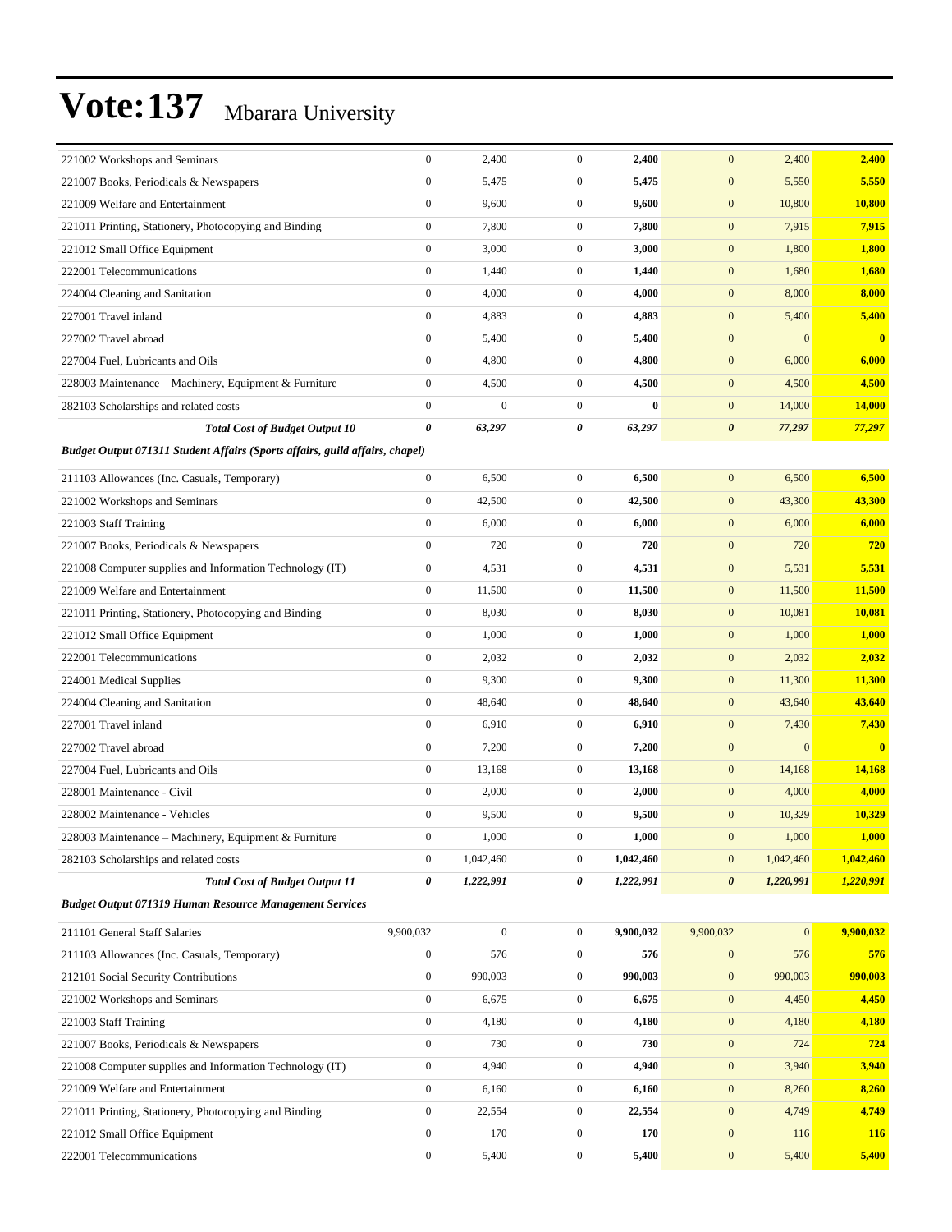# Vote:137 Mbarara University

| | | | | | | | |
|---|---|---|---|---|---|---|---|
| 221002 Workshops and Seminars | 0 | 2,400 | 0 | **2,400** | 0 | 2,400 | **2,400** |
| 221007 Books, Periodicals & Newspapers | 0 | 5,475 | 0 | **5,475** | 0 | 5,550 | **5,550** |
| 221009 Welfare and Entertainment | 0 | 9,600 | 0 | **9,600** | 0 | 10,800 | **10,800** |
| 221011 Printing, Stationery, Photocopying and Binding | 0 | 7,800 | 0 | **7,800** | 0 | 7,915 | **7,915** |
| 221012 Small Office Equipment | 0 | 3,000 | 0 | **3,000** | 0 | 1,800 | **1,800** |
| 222001 Telecommunications | 0 | 1,440 | 0 | **1,440** | 0 | 1,680 | **1,680** |
| 224004 Cleaning and Sanitation | 0 | 4,000 | 0 | **4,000** | 0 | 8,000 | **8,000** |
| 227001 Travel inland | 0 | 4,883 | 0 | **4,883** | 0 | 5,400 | **5,400** |
| 227002 Travel abroad | 0 | 5,400 | 0 | **5,400** | 0 | 0 | **0** |
| 227004 Fuel, Lubricants and Oils | 0 | 4,800 | 0 | **4,800** | 0 | 6,000 | **6,000** |
| 228003 Maintenance – Machinery, Equipment & Furniture | 0 | 4,500 | 0 | **4,500** | 0 | 4,500 | **4,500** |
| 282103 Scholarships and related costs | 0 | 0 | 0 | **0** | 0 | 14,000 | **14,000** |
| ***Total Cost of Budget Output 10*** | ***0*** | ***63,297*** | ***0*** | ***63,297*** | ***0*** | ***77,297*** | ***77,297*** |
| ***Budget Output 071311 Student Affairs (Sports affairs, guild affairs, chapel)*** | | | | | | | |
| 211103 Allowances (Inc. Casuals, Temporary) | 0 | 6,500 | 0 | **6,500** | 0 | 6,500 | **6,500** |
| 221002 Workshops and Seminars | 0 | 42,500 | 0 | **42,500** | 0 | 43,300 | **43,300** |
| 221003 Staff Training | 0 | 6,000 | 0 | **6,000** | 0 | 6,000 | **6,000** |
| 221007 Books, Periodicals & Newspapers | 0 | 720 | 0 | **720** | 0 | 720 | **720** |
| 221008 Computer supplies and Information Technology (IT) | 0 | 4,531 | 0 | **4,531** | 0 | 5,531 | **5,531** |
| 221009 Welfare and Entertainment | 0 | 11,500 | 0 | **11,500** | 0 | 11,500 | **11,500** |
| 221011 Printing, Stationery, Photocopying and Binding | 0 | 8,030 | 0 | **8,030** | 0 | 10,081 | **10,081** |
| 221012 Small Office Equipment | 0 | 1,000 | 0 | **1,000** | 0 | 1,000 | **1,000** |
| 222001 Telecommunications | 0 | 2,032 | 0 | **2,032** | 0 | 2,032 | **2,032** |
| 224001 Medical Supplies | 0 | 9,300 | 0 | **9,300** | 0 | 11,300 | **11,300** |
| 224004 Cleaning and Sanitation | 0 | 48,640 | 0 | **48,640** | 0 | 43,640 | **43,640** |
| 227001 Travel inland | 0 | 6,910 | 0 | **6,910** | 0 | 7,430 | **7,430** |
| 227002 Travel abroad | 0 | 7,200 | 0 | **7,200** | 0 | 0 | **0** |
| 227004 Fuel, Lubricants and Oils | 0 | 13,168 | 0 | **13,168** | 0 | 14,168 | **14,168** |
| 228001 Maintenance - Civil | 0 | 2,000 | 0 | **2,000** | 0 | 4,000 | **4,000** |
| 228002 Maintenance - Vehicles | 0 | 9,500 | 0 | **9,500** | 0 | 10,329 | **10,329** |
| 228003 Maintenance – Machinery, Equipment & Furniture | 0 | 1,000 | 0 | **1,000** | 0 | 1,000 | **1,000** |
| 282103 Scholarships and related costs | 0 | 1,042,460 | 0 | **1,042,460** | 0 | 1,042,460 | **1,042,460** |
| ***Total Cost of Budget Output 11*** | ***0*** | ***1,222,991*** | ***0*** | ***1,222,991*** | ***0*** | ***1,220,991*** | ***1,220,991*** |
| ***Budget Output 071319 Human Resource Management Services*** | | | | | | | |
| 211101 General Staff Salaries | 9,900,032 | 0 | 0 | **9,900,032** | 9,900,032 | 0 | **9,900,032** |
| 211103 Allowances (Inc. Casuals, Temporary) | 0 | 576 | 0 | **576** | 0 | 576 | **576** |
| 212101 Social Security Contributions | 0 | 990,003 | 0 | **990,003** | 0 | 990,003 | **990,003** |
| 221002 Workshops and Seminars | 0 | 6,675 | 0 | **6,675** | 0 | 4,450 | **4,450** |
| 221003 Staff Training | 0 | 4,180 | 0 | **4,180** | 0 | 4,180 | **4,180** |
| 221007 Books, Periodicals & Newspapers | 0 | 730 | 0 | **730** | 0 | 724 | **724** |
| 221008 Computer supplies and Information Technology (IT) | 0 | 4,940 | 0 | **4,940** | 0 | 3,940 | **3,940** |
| 221009 Welfare and Entertainment | 0 | 6,160 | 0 | **6,160** | 0 | 8,260 | **8,260** |
| 221011 Printing, Stationery, Photocopying and Binding | 0 | 22,554 | 0 | **22,554** | 0 | 4,749 | **4,749** |
| 221012 Small Office Equipment | 0 | 170 | 0 | **170** | 0 | 116 | **116** |
| 222001 Telecommunications | 0 | 5,400 | 0 | **5,400** | 0 | 5,400 | **5,400** |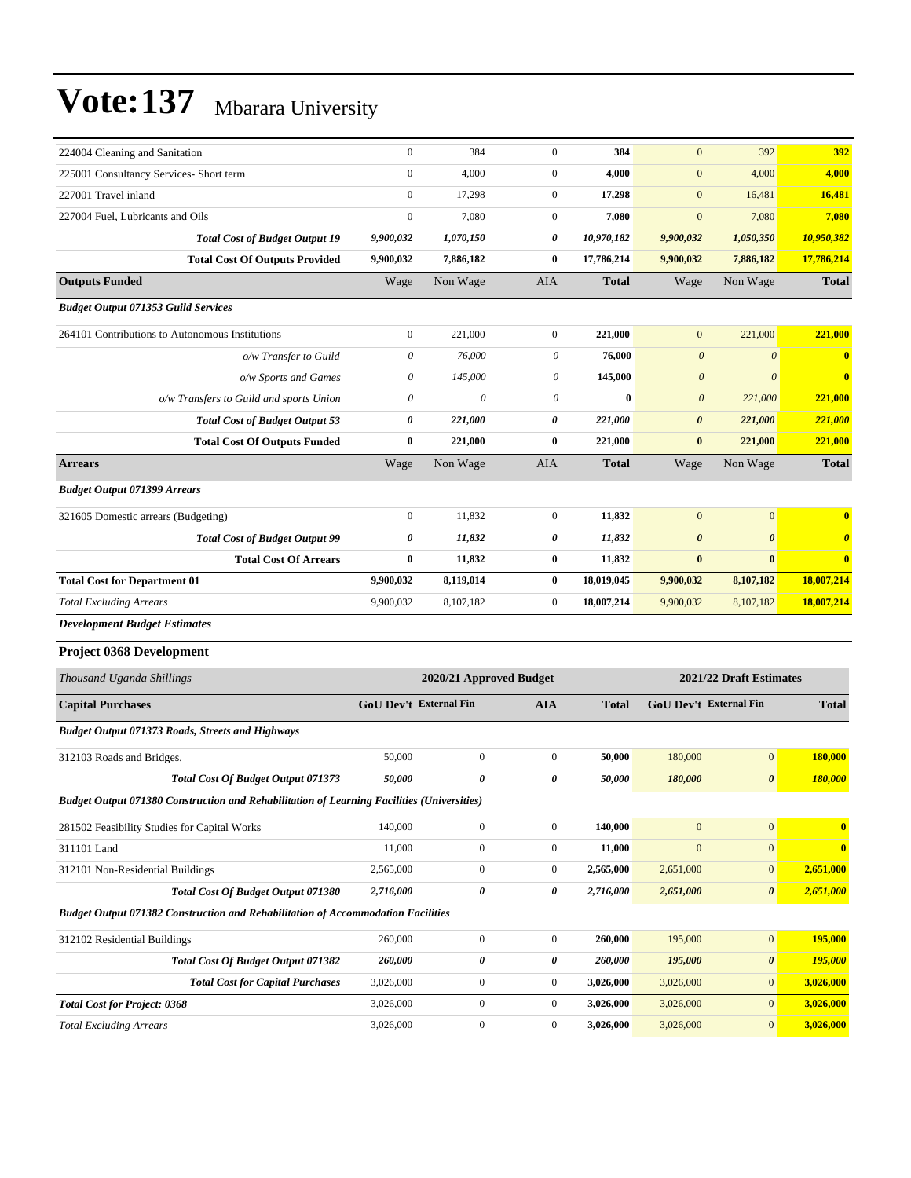# Vote:137 Mbarara University

| | | | | | | | |
|---|---|---|---|---|---|---|---|
| 224004 Cleaning and Sanitation | 0 | 384 | 0 | **384** | 0 | 392 | **392** |
| 225001 Consultancy Services- Short term | 0 | 4,000 | 0 | **4,000** | 0 | 4,000 | **4,000** |
| 227001 Travel inland | 0 | 17,298 | 0 | **17,298** | 0 | 16,481 | **16,481** |
| 227004 Fuel, Lubricants and Oils | 0 | 7,080 | 0 | **7,080** | 0 | 7,080 | **7,080** |
| ***Total Cost of Budget Output 19*** | ***9,900,032*** | ***1,070,150*** | ***0*** | ***10,970,182*** | ***9,900,032*** | ***1,050,350*** | ***10,950,382*** |
| **Total Cost Of Outputs Provided** | **9,900,032** | **7,886,182** | **0** | **17,786,214** | **9,900,032** | **7,886,182** | **17,786,214** |
| **Outputs Funded** | Wage | Non Wage | AIA | **Total** | Wage | Non Wage | **Total** |
| ***Budget Output 071353 Guild Services*** | | | | | | | |
| 264101 Contributions to Autonomous Institutions | 0 | 221,000 | 0 | **221,000** | 0 | 221,000 | **221,000** |
| *o/w Transfer to Guild* | *0* | *76,000* | *0* | **76,000** | *0* | *0* | **0** |
| *o/w Sports and Games* | *0* | *145,000* | *0* | **145,000** | *0* | *0* | **0** |
| *o/w Transfers to Guild and sports Union* | *0* | *0* | *0* | **0** | *0* | *221,000* | **221,000** |
| ***Total Cost of Budget Output 53*** | ***0*** | ***221,000*** | ***0*** | ***221,000*** | ***0*** | ***221,000*** | ***221,000*** |
| **Total Cost Of Outputs Funded** | **0** | **221,000** | **0** | **221,000** | **0** | **221,000** | **221,000** |
| **Arrears** | Wage | Non Wage | AIA | **Total** | Wage | Non Wage | **Total** |
| ***Budget Output 071399 Arrears*** | | | | | | | |
| 321605 Domestic arrears (Budgeting) | 0 | 11,832 | 0 | **11,832** | 0 | 0 | **0** |
| ***Total Cost of Budget Output 99*** | ***0*** | ***11,832*** | ***0*** | ***11,832*** | ***0*** | ***0*** | ***0*** |
| **Total Cost Of Arrears** | **0** | **11,832** | **0** | **11,832** | **0** | **0** | **0** |
| **Total Cost for Department 01** | **9,900,032** | **8,119,014** | **0** | **18,019,045** | **9,900,032** | **8,107,182** | **18,007,214** |
| *Total Excluding Arrears* | 9,900,032 | 8,107,182 | 0 | **18,007,214** | 9,900,032 | 8,107,182 | **18,007,214** |

***Development Budget Estimates***

**Project 0368 Development**

| *Thousand Uganda Shillings* | 2020/21 Approved Budget | | | | 2021/22 Draft Estimates | | |
|---|---|---|---|---|---|---|---|
| **Capital Purchases** | **GoU Dev't** | **External Fin** | **AIA** | **Total** | **GoU Dev't** | **External Fin** | **Total** |
| ***Budget Output 071373 Roads, Streets and Highways*** | | | | | | | |
| 312103 Roads and Bridges. | 50,000 | 0 | 0 | **50,000** | 180,000 | 0 | **180,000** |
| ***Total Cost Of Budget Output 071373*** | ***50,000*** | ***0*** | ***0*** | ***50,000*** | ***180,000*** | ***0*** | ***180,000*** |
| ***Budget Output 071380 Construction and Rehabilitation of Learning Facilities (Universities)*** | | | | | | | |
| 281502 Feasibility Studies for Capital Works | 140,000 | 0 | 0 | **140,000** | 0 | 0 | **0** |
| 311101 Land | 11,000 | 0 | 0 | **11,000** | 0 | 0 | **0** |
| 312101 Non-Residential Buildings | 2,565,000 | 0 | 0 | **2,565,000** | 2,651,000 | 0 | **2,651,000** |
| ***Total Cost Of Budget Output 071380*** | ***2,716,000*** | ***0*** | ***0*** | ***2,716,000*** | ***2,651,000*** | ***0*** | ***2,651,000*** |
| ***Budget Output 071382 Construction and Rehabilitation of Accommodation Facilities*** | | | | | | | |
| 312102 Residential Buildings | 260,000 | 0 | 0 | **260,000** | 195,000 | 0 | **195,000** |
| ***Total Cost Of Budget Output 071382*** | ***260,000*** | ***0*** | ***0*** | ***260,000*** | ***195,000*** | ***0*** | ***195,000*** |
| ***Total Cost for Capital Purchases*** | 3,026,000 | 0 | 0 | **3,026,000** | 3,026,000 | 0 | **3,026,000** |
| ***Total Cost for Project: 0368*** | 3,026,000 | 0 | 0 | **3,026,000** | 3,026,000 | 0 | **3,026,000** |
| *Total Excluding Arrears* | 3,026,000 | 0 | 0 | **3,026,000** | 3,026,000 | 0 | **3,026,000** |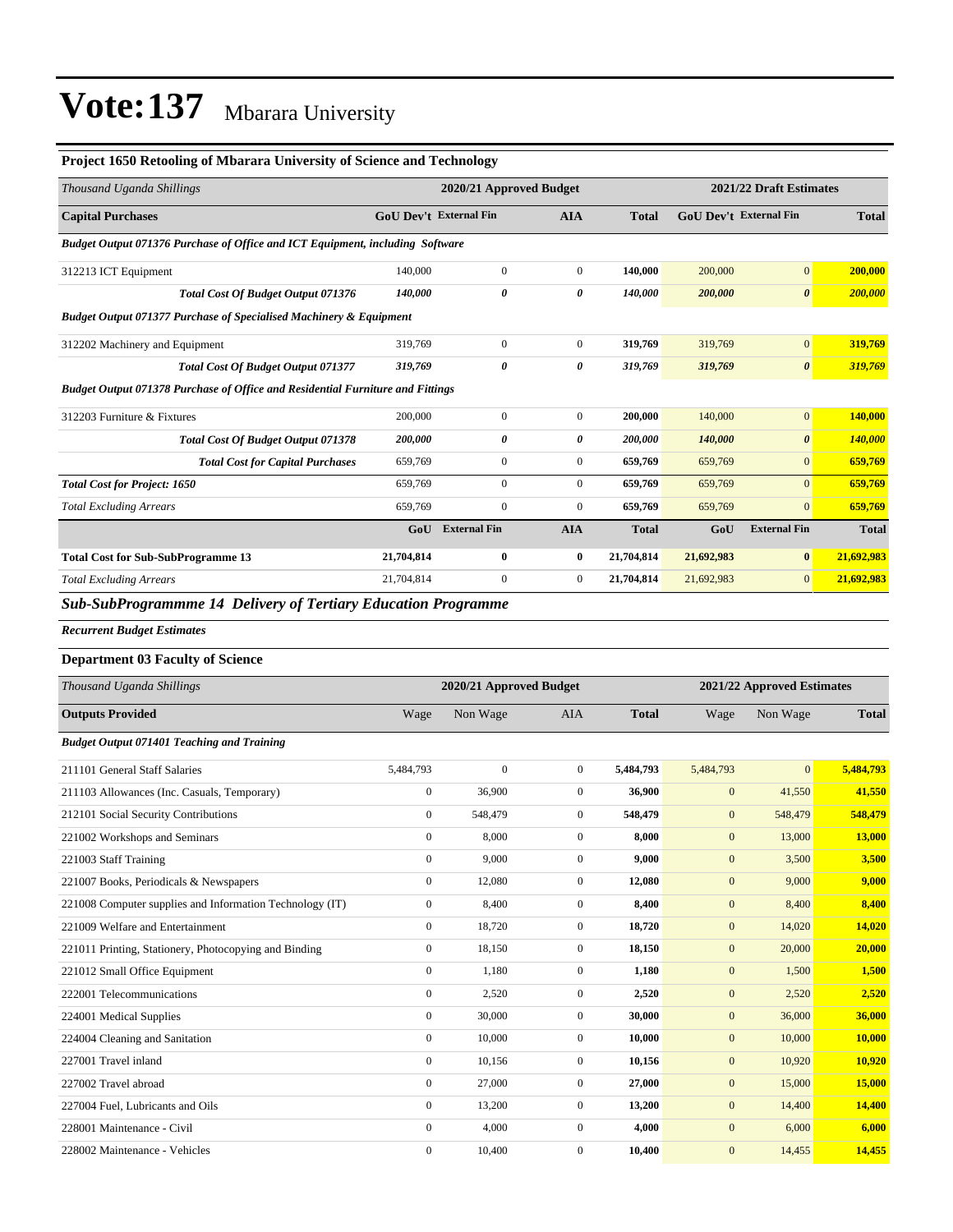# Vote:137 Mbarara University

### Project 1650 Retooling of Mbarara University of Science and Technology

| Thousand Uganda Shillings | 2020/21 Approved Budget | | | | 2021/22 Draft Estimates | | |
|---|---|---|---|---|---|---|---|
| **Capital Purchases** | **GoU Dev't** | **External Fin** | **AIA** | **Total** | **GoU Dev't** | **External Fin** | **Total** |
| ***Budget Output 071376 Purchase of Office and ICT Equipment, including Software*** | | | | | | | |
| 312213 ICT Equipment | 140,000 | 0 | 0 | **140,000** | 200,000 | 0 | **200,000** |
| ***Total Cost Of Budget Output 071376*** | ***140,000*** | ***0*** | ***0*** | ***140,000*** | ***200,000*** | ***0*** | ***200,000*** |
| ***Budget Output 071377 Purchase of Specialised Machinery & Equipment*** | | | | | | | |
| 312202 Machinery and Equipment | 319,769 | 0 | 0 | **319,769** | 319,769 | 0 | **319,769** |
| ***Total Cost Of Budget Output 071377*** | ***319,769*** | ***0*** | ***0*** | ***319,769*** | ***319,769*** | ***0*** | ***319,769*** |
| ***Budget Output 071378 Purchase of Office and Residential Furniture and Fittings*** | | | | | | | |
| 312203 Furniture & Fixtures | 200,000 | 0 | 0 | **200,000** | 140,000 | 0 | **140,000** |
| ***Total Cost Of Budget Output 071378*** | ***200,000*** | ***0*** | ***0*** | ***200,000*** | ***140,000*** | ***0*** | ***140,000*** |
| ***Total Cost for Capital Purchases*** | 659,769 | 0 | 0 | **659,769** | 659,769 | 0 | **659,769** |
| ***Total Cost for Project: 1650*** | 659,769 | 0 | 0 | **659,769** | 659,769 | 0 | **659,769** |
| *Total Excluding Arrears* | 659,769 | 0 | 0 | **659,769** | 659,769 | 0 | **659,769** |
| | **GoU** | **External Fin** | **AIA** | **Total** | **GoU** | **External Fin** | **Total** |
| **Total Cost for Sub-SubProgramme 13** | **21,704,814** | **0** | **0** | **21,704,814** | **21,692,983** | **0** | **21,692,983** |
| *Total Excluding Arrears* | 21,704,814 | 0 | 0 | **21,704,814** | 21,692,983 | 0 | **21,692,983** |

## *Sub-SubProgrammme 14 Delivery of Tertiary Education Programme*

***Recurrent Budget Estimates***

### Department 03 Faculty of Science

| Thousand Uganda Shillings | 2020/21 Approved Budget | | | | 2021/22 Approved Estimates | | |
|---|---|---|---|---|---|---|---|
| **Outputs Provided** | Wage | Non Wage | AIA | **Total** | Wage | Non Wage | **Total** |
| ***Budget Output 071401 Teaching and Training*** | | | | | | | |
| 211101 General Staff Salaries | 5,484,793 | 0 | 0 | **5,484,793** | 5,484,793 | 0 | **5,484,793** |
| 211103 Allowances (Inc. Casuals, Temporary) | 0 | 36,900 | 0 | **36,900** | 0 | 41,550 | **41,550** |
| 212101 Social Security Contributions | 0 | 548,479 | 0 | **548,479** | 0 | 548,479 | **548,479** |
| 221002 Workshops and Seminars | 0 | 8,000 | 0 | **8,000** | 0 | 13,000 | **13,000** |
| 221003 Staff Training | 0 | 9,000 | 0 | **9,000** | 0 | 3,500 | **3,500** |
| 221007 Books, Periodicals & Newspapers | 0 | 12,080 | 0 | **12,080** | 0 | 9,000 | **9,000** |
| 221008 Computer supplies and Information Technology (IT) | 0 | 8,400 | 0 | **8,400** | 0 | 8,400 | **8,400** |
| 221009 Welfare and Entertainment | 0 | 18,720 | 0 | **18,720** | 0 | 14,020 | **14,020** |
| 221011 Printing, Stationery, Photocopying and Binding | 0 | 18,150 | 0 | **18,150** | 0 | 20,000 | **20,000** |
| 221012 Small Office Equipment | 0 | 1,180 | 0 | **1,180** | 0 | 1,500 | **1,500** |
| 222001 Telecommunications | 0 | 2,520 | 0 | **2,520** | 0 | 2,520 | **2,520** |
| 224001 Medical Supplies | 0 | 30,000 | 0 | **30,000** | 0 | 36,000 | **36,000** |
| 224004 Cleaning and Sanitation | 0 | 10,000 | 0 | **10,000** | 0 | 10,000 | **10,000** |
| 227001 Travel inland | 0 | 10,156 | 0 | **10,156** | 0 | 10,920 | **10,920** |
| 227002 Travel abroad | 0 | 27,000 | 0 | **27,000** | 0 | 15,000 | **15,000** |
| 227004 Fuel, Lubricants and Oils | 0 | 13,200 | 0 | **13,200** | 0 | 14,400 | **14,400** |
| 228001 Maintenance - Civil | 0 | 4,000 | 0 | **4,000** | 0 | 6,000 | **6,000** |
| 228002 Maintenance - Vehicles | 0 | 10,400 | 0 | **10,400** | 0 | 14,455 | **14,455** |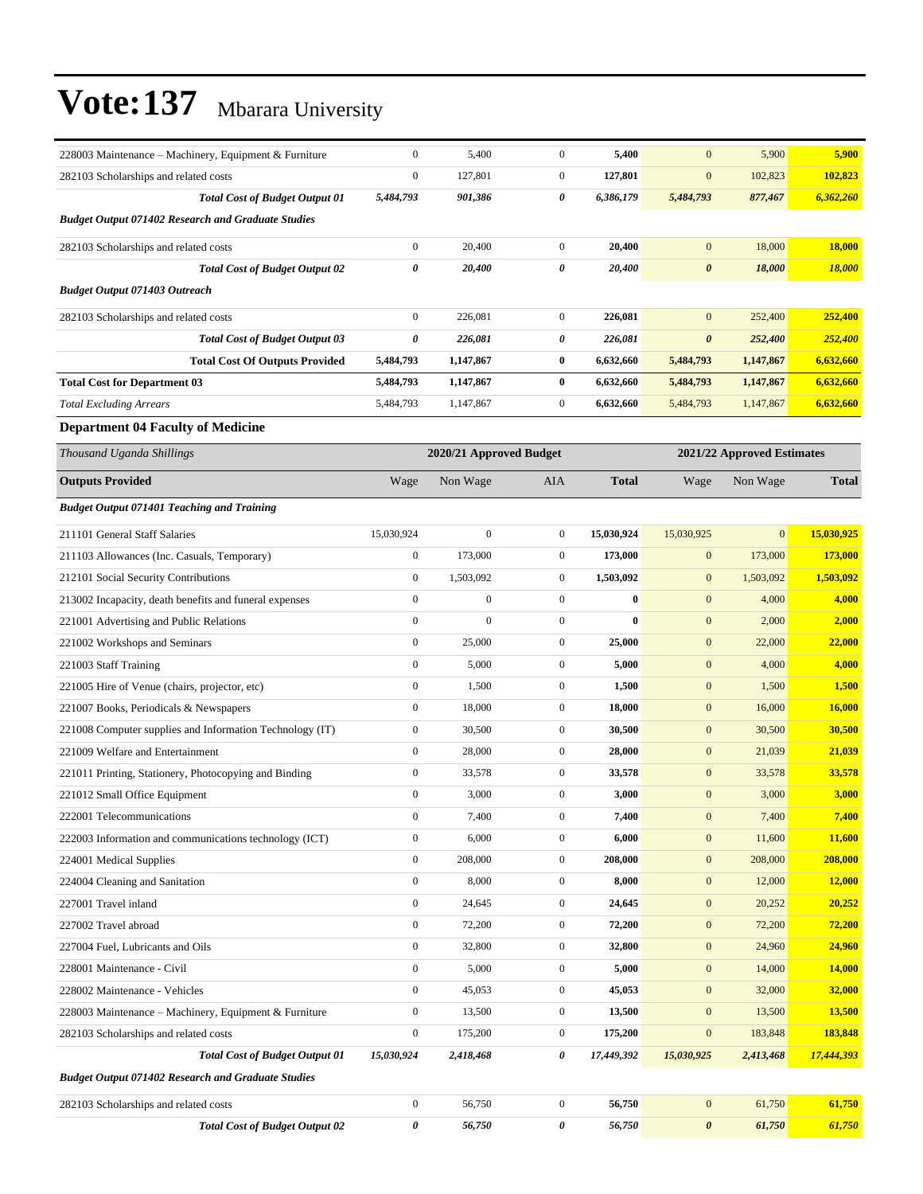| 228003 Maintenance – Machinery, Equipment & Furniture | 0 | 5,400 | 0 | **5,400** | 0 | 5,900 | **5,900** |
|---|---|---|---|---|---|---|---|
| 282103 Scholarships and related costs | 0 | 127,801 | 0 | **127,801** | 0 | 102,823 | **102,823** |
| ***Total Cost of Budget Output 01*** | ***5,484,793*** | ***901,386*** | ***0*** | ***6,386,179*** | ***5,484,793*** | ***877,467*** | ***6,362,260*** |
| ***Budget Output 071402 Research and Graduate Studies*** | | | | | | | |
| 282103 Scholarships and related costs | 0 | 20,400 | 0 | **20,400** | 0 | 18,000 | **18,000** |
| ***Total Cost of Budget Output 02*** | ***0*** | ***20,400*** | ***0*** | ***20,400*** | ***0*** | ***18,000*** | ***18,000*** |
| ***Budget Output 071403 Outreach*** | | | | | | | |
| 282103 Scholarships and related costs | 0 | 226,081 | 0 | **226,081** | 0 | 252,400 | **252,400** |
| ***Total Cost of Budget Output 03*** | ***0*** | ***226,081*** | ***0*** | ***226,081*** | ***0*** | ***252,400*** | ***252,400*** |
| **Total Cost Of Outputs Provided** | **5,484,793** | **1,147,867** | **0** | **6,632,660** | **5,484,793** | **1,147,867** | **6,632,660** |
| **Total Cost for Department 03** | **5,484,793** | **1,147,867** | **0** | **6,632,660** | **5,484,793** | **1,147,867** | **6,632,660** |
| *Total Excluding Arrears* | 5,484,793 | 1,147,867 | 0 | **6,632,660** | 5,484,793 | 1,147,867 | **6,632,660** |

### Department 04 Faculty of Medicine

| *Thousand Uganda Shillings* | 2020/21 Approved Budget | | | | 2021/22 Approved Estimates | | |
|---|---|---|---|---|---|---|---|
| **Outputs Provided** | Wage | Non Wage | AIA | **Total** | Wage | Non Wage | **Total** |
| ***Budget Output 071401 Teaching and Training*** | | | | | | | |
| 211101 General Staff Salaries | 15,030,924 | 0 | 0 | **15,030,924** | 15,030,925 | 0 | **15,030,925** |
| 211103 Allowances (Inc. Casuals, Temporary) | 0 | 173,000 | 0 | **173,000** | 0 | 173,000 | **173,000** |
| 212101 Social Security Contributions | 0 | 1,503,092 | 0 | **1,503,092** | 0 | 1,503,092 | **1,503,092** |
| 213002 Incapacity, death benefits and funeral expenses | 0 | 0 | 0 | **0** | 0 | 4,000 | **4,000** |
| 221001 Advertising and Public Relations | 0 | 0 | 0 | **0** | 0 | 2,000 | **2,000** |
| 221002 Workshops and Seminars | 0 | 25,000 | 0 | **25,000** | 0 | 22,000 | **22,000** |
| 221003 Staff Training | 0 | 5,000 | 0 | **5,000** | 0 | 4,000 | **4,000** |
| 221005 Hire of Venue (chairs, projector, etc) | 0 | 1,500 | 0 | **1,500** | 0 | 1,500 | **1,500** |
| 221007 Books, Periodicals & Newspapers | 0 | 18,000 | 0 | **18,000** | 0 | 16,000 | **16,000** |
| 221008 Computer supplies and Information Technology (IT) | 0 | 30,500 | 0 | **30,500** | 0 | 30,500 | **30,500** |
| 221009 Welfare and Entertainment | 0 | 28,000 | 0 | **28,000** | 0 | 21,039 | **21,039** |
| 221011 Printing, Stationery, Photocopying and Binding | 0 | 33,578 | 0 | **33,578** | 0 | 33,578 | **33,578** |
| 221012 Small Office Equipment | 0 | 3,000 | 0 | **3,000** | 0 | 3,000 | **3,000** |
| 222001 Telecommunications | 0 | 7,400 | 0 | **7,400** | 0 | 7,400 | **7,400** |
| 222003 Information and communications technology (ICT) | 0 | 6,000 | 0 | **6,000** | 0 | 11,600 | **11,600** |
| 224001 Medical Supplies | 0 | 208,000 | 0 | **208,000** | 0 | 208,000 | **208,000** |
| 224004 Cleaning and Sanitation | 0 | 8,000 | 0 | **8,000** | 0 | 12,000 | **12,000** |
| 227001 Travel inland | 0 | 24,645 | 0 | **24,645** | 0 | 20,252 | **20,252** |
| 227002 Travel abroad | 0 | 72,200 | 0 | **72,200** | 0 | 72,200 | **72,200** |
| 227004 Fuel, Lubricants and Oils | 0 | 32,800 | 0 | **32,800** | 0 | 24,960 | **24,960** |
| 228001 Maintenance - Civil | 0 | 5,000 | 0 | **5,000** | 0 | 14,000 | **14,000** |
| 228002 Maintenance - Vehicles | 0 | 45,053 | 0 | **45,053** | 0 | 32,000 | **32,000** |
| 228003 Maintenance – Machinery, Equipment & Furniture | 0 | 13,500 | 0 | **13,500** | 0 | 13,500 | **13,500** |
| 282103 Scholarships and related costs | 0 | 175,200 | 0 | **175,200** | 0 | 183,848 | **183,848** |
| ***Total Cost of Budget Output 01*** | ***15,030,924*** | ***2,418,468*** | ***0*** | ***17,449,392*** | ***15,030,925*** | ***2,413,468*** | ***17,444,393*** |
| ***Budget Output 071402 Research and Graduate Studies*** | | | | | | | |
| 282103 Scholarships and related costs | 0 | 56,750 | 0 | **56,750** | 0 | 61,750 | **61,750** |
| ***Total Cost of Budget Output 02*** | ***0*** | ***56,750*** | ***0*** | ***56,750*** | ***0*** | ***61,750*** | ***61,750*** |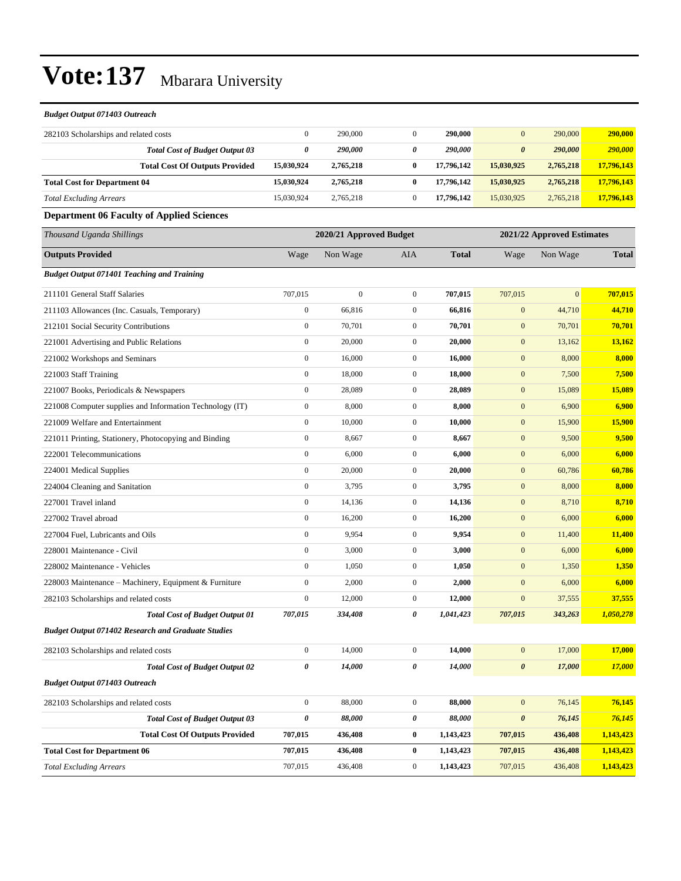# Vote:137 Mbarara University

***Budget Output 071403 Outreach***

| | | | | | | | |
|---|---|---|---|---|---|---|---|
| 282103 Scholarships and related costs | 0 | 290,000 | 0 | **290,000** | 0 | 290,000 | **290,000** |
| ***Total Cost of Budget Output 03*** | ***0*** | ***290,000*** | ***0*** | ***290,000*** | ***0*** | ***290,000*** | ***290,000*** |
| **Total Cost Of Outputs Provided** | **15,030,924** | **2,765,218** | **0** | **17,796,142** | **15,030,925** | **2,765,218** | **17,796,143** |
| **Total Cost for Department 04** | **15,030,924** | **2,765,218** | **0** | **17,796,142** | **15,030,925** | **2,765,218** | **17,796,143** |
| *Total Excluding Arrears* | 15,030,924 | 2,765,218 | 0 | **17,796,142** | 15,030,925 | 2,765,218 | **17,796,143** |

### Department 06 Faculty of Applied Sciences

| *Thousand Uganda Shillings* | 2020/21 Approved Budget | | | | 2021/22 Approved Estimates | | |
|---|---|---|---|---|---|---|---|
| **Outputs Provided** | Wage | Non Wage | AIA | **Total** | Wage | Non Wage | **Total** |
| ***Budget Output 071401 Teaching and Training*** | | | | | | | |
| 211101 General Staff Salaries | 707,015 | 0 | 0 | **707,015** | 707,015 | 0 | **707,015** |
| 211103 Allowances (Inc. Casuals, Temporary) | 0 | 66,816 | 0 | **66,816** | 0 | 44,710 | **44,710** |
| 212101 Social Security Contributions | 0 | 70,701 | 0 | **70,701** | 0 | 70,701 | **70,701** |
| 221001 Advertising and Public Relations | 0 | 20,000 | 0 | **20,000** | 0 | 13,162 | **13,162** |
| 221002 Workshops and Seminars | 0 | 16,000 | 0 | **16,000** | 0 | 8,000 | **8,000** |
| 221003 Staff Training | 0 | 18,000 | 0 | **18,000** | 0 | 7,500 | **7,500** |
| 221007 Books, Periodicals & Newspapers | 0 | 28,089 | 0 | **28,089** | 0 | 15,089 | **15,089** |
| 221008 Computer supplies and Information Technology (IT) | 0 | 8,000 | 0 | **8,000** | 0 | 6,900 | **6,900** |
| 221009 Welfare and Entertainment | 0 | 10,000 | 0 | **10,000** | 0 | 15,900 | **15,900** |
| 221011 Printing, Stationery, Photocopying and Binding | 0 | 8,667 | 0 | **8,667** | 0 | 9,500 | **9,500** |
| 222001 Telecommunications | 0 | 6,000 | 0 | **6,000** | 0 | 6,000 | **6,000** |
| 224001 Medical Supplies | 0 | 20,000 | 0 | **20,000** | 0 | 60,786 | **60,786** |
| 224004 Cleaning and Sanitation | 0 | 3,795 | 0 | **3,795** | 0 | 8,000 | **8,000** |
| 227001 Travel inland | 0 | 14,136 | 0 | **14,136** | 0 | 8,710 | **8,710** |
| 227002 Travel abroad | 0 | 16,200 | 0 | **16,200** | 0 | 6,000 | **6,000** |
| 227004 Fuel, Lubricants and Oils | 0 | 9,954 | 0 | **9,954** | 0 | 11,400 | **11,400** |
| 228001 Maintenance - Civil | 0 | 3,000 | 0 | **3,000** | 0 | 6,000 | **6,000** |
| 228002 Maintenance - Vehicles | 0 | 1,050 | 0 | **1,050** | 0 | 1,350 | **1,350** |
| 228003 Maintenance – Machinery, Equipment & Furniture | 0 | 2,000 | 0 | **2,000** | 0 | 6,000 | **6,000** |
| 282103 Scholarships and related costs | 0 | 12,000 | 0 | **12,000** | 0 | 37,555 | **37,555** |
| ***Total Cost of Budget Output 01*** | ***707,015*** | ***334,408*** | ***0*** | ***1,041,423*** | ***707,015*** | ***343,263*** | ***1,050,278*** |
| ***Budget Output 071402 Research and Graduate Studies*** | | | | | | | |
| 282103 Scholarships and related costs | 0 | 14,000 | 0 | **14,000** | 0 | 17,000 | **17,000** |
| ***Total Cost of Budget Output 02*** | ***0*** | ***14,000*** | ***0*** | ***14,000*** | ***0*** | ***17,000*** | ***17,000*** |
| ***Budget Output 071403 Outreach*** | | | | | | | |
| 282103 Scholarships and related costs | 0 | 88,000 | 0 | **88,000** | 0 | 76,145 | **76,145** |
| ***Total Cost of Budget Output 03*** | ***0*** | ***88,000*** | ***0*** | ***88,000*** | ***0*** | ***76,145*** | ***76,145*** |
| **Total Cost Of Outputs Provided** | **707,015** | **436,408** | **0** | **1,143,423** | **707,015** | **436,408** | **1,143,423** |
| **Total Cost for Department 06** | **707,015** | **436,408** | **0** | **1,143,423** | **707,015** | **436,408** | **1,143,423** |
| *Total Excluding Arrears* | 707,015 | 436,408 | 0 | **1,143,423** | 707,015 | 436,408 | **1,143,423** |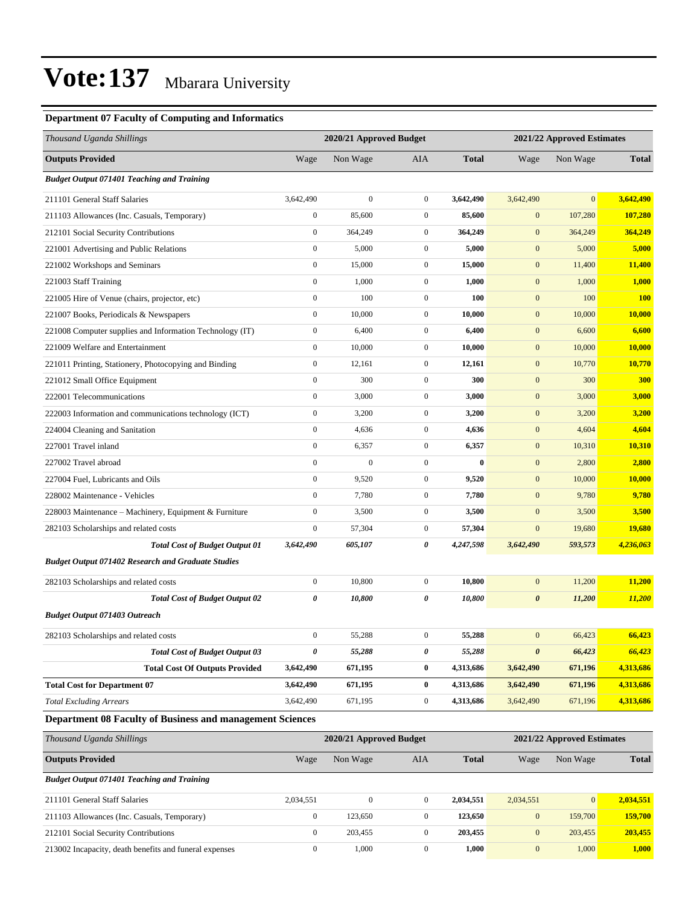# Vote:137 Mbarara University

### Department 07 Faculty of Computing and Informatics

| *Thousand Uganda Shillings* | 2020/21 Approved Budget | | | | 2021/22 Approved Estimates | | |
|---|---|---|---|---|---|---|---|
| **Outputs Provided** | Wage | Non Wage | AIA | **Total** | Wage | Non Wage | **Total** |
| ***Budget Output 071401 Teaching and Training*** | | | | | | | |
| 211101 General Staff Salaries | 3,642,490 | 0 | 0 | **3,642,490** | 3,642,490 | 0 | **3,642,490** |
| 211103 Allowances (Inc. Casuals, Temporary) | 0 | 85,600 | 0 | **85,600** | 0 | 107,280 | **107,280** |
| 212101 Social Security Contributions | 0 | 364,249 | 0 | **364,249** | 0 | 364,249 | **364,249** |
| 221001 Advertising and Public Relations | 0 | 5,000 | 0 | **5,000** | 0 | 5,000 | **5,000** |
| 221002 Workshops and Seminars | 0 | 15,000 | 0 | **15,000** | 0 | 11,400 | **11,400** |
| 221003 Staff Training | 0 | 1,000 | 0 | **1,000** | 0 | 1,000 | **1,000** |
| 221005 Hire of Venue (chairs, projector, etc) | 0 | 100 | 0 | **100** | 0 | 100 | **100** |
| 221007 Books, Periodicals & Newspapers | 0 | 10,000 | 0 | **10,000** | 0 | 10,000 | **10,000** |
| 221008 Computer supplies and Information Technology (IT) | 0 | 6,400 | 0 | **6,400** | 0 | 6,600 | **6,600** |
| 221009 Welfare and Entertainment | 0 | 10,000 | 0 | **10,000** | 0 | 10,000 | **10,000** |
| 221011 Printing, Stationery, Photocopying and Binding | 0 | 12,161 | 0 | **12,161** | 0 | 10,770 | **10,770** |
| 221012 Small Office Equipment | 0 | 300 | 0 | **300** | 0 | 300 | **300** |
| 222001 Telecommunications | 0 | 3,000 | 0 | **3,000** | 0 | 3,000 | **3,000** |
| 222003 Information and communications technology (ICT) | 0 | 3,200 | 0 | **3,200** | 0 | 3,200 | **3,200** |
| 224004 Cleaning and Sanitation | 0 | 4,636 | 0 | **4,636** | 0 | 4,604 | **4,604** |
| 227001 Travel inland | 0 | 6,357 | 0 | **6,357** | 0 | 10,310 | **10,310** |
| 227002 Travel abroad | 0 | 0 | 0 | **0** | 0 | 2,800 | **2,800** |
| 227004 Fuel, Lubricants and Oils | 0 | 9,520 | 0 | **9,520** | 0 | 10,000 | **10,000** |
| 228002 Maintenance - Vehicles | 0 | 7,780 | 0 | **7,780** | 0 | 9,780 | **9,780** |
| 228003 Maintenance – Machinery, Equipment & Furniture | 0 | 3,500 | 0 | **3,500** | 0 | 3,500 | **3,500** |
| 282103 Scholarships and related costs | 0 | 57,304 | 0 | **57,304** | 0 | 19,680 | **19,680** |
| ***Total Cost of Budget Output 01*** | ***3,642,490*** | ***605,107*** | ***0*** | ***4,247,598*** | ***3,642,490*** | ***593,573*** | ***4,236,063*** |
| ***Budget Output 071402 Research and Graduate Studies*** | | | | | | | |
| 282103 Scholarships and related costs | 0 | 10,800 | 0 | **10,800** | 0 | 11,200 | **11,200** |
| ***Total Cost of Budget Output 02*** | ***0*** | ***10,800*** | ***0*** | ***10,800*** | ***0*** | ***11,200*** | ***11,200*** |
| ***Budget Output 071403 Outreach*** | | | | | | | |
| 282103 Scholarships and related costs | 0 | 55,288 | 0 | **55,288** | 0 | 66,423 | **66,423** |
| ***Total Cost of Budget Output 03*** | ***0*** | ***55,288*** | ***0*** | ***55,288*** | ***0*** | ***66,423*** | ***66,423*** |
| **Total Cost Of Outputs Provided** | **3,642,490** | **671,195** | **0** | **4,313,686** | **3,642,490** | **671,196** | **4,313,686** |
| **Total Cost for Department 07** | **3,642,490** | **671,195** | **0** | **4,313,686** | **3,642,490** | **671,196** | **4,313,686** |
| *Total Excluding Arrears* | 3,642,490 | 671,195 | 0 | **4,313,686** | 3,642,490 | 671,196 | **4,313,686** |

### Department 08 Faculty of Business and management Sciences

| *Thousand Uganda Shillings* | 2020/21 Approved Budget | | | | 2021/22 Approved Estimates | | |
|---|---|---|---|---|---|---|---|
| **Outputs Provided** | Wage | Non Wage | AIA | **Total** | Wage | Non Wage | **Total** |
| ***Budget Output 071401 Teaching and Training*** | | | | | | | |
| 211101 General Staff Salaries | 2,034,551 | 0 | 0 | **2,034,551** | 2,034,551 | 0 | **2,034,551** |
| 211103 Allowances (Inc. Casuals, Temporary) | 0 | 123,650 | 0 | **123,650** | 0 | 159,700 | **159,700** |
| 212101 Social Security Contributions | 0 | 203,455 | 0 | **203,455** | 0 | 203,455 | **203,455** |
| 213002 Incapacity, death benefits and funeral expenses | 0 | 1,000 | 0 | **1,000** | 0 | 1,000 | **1,000** |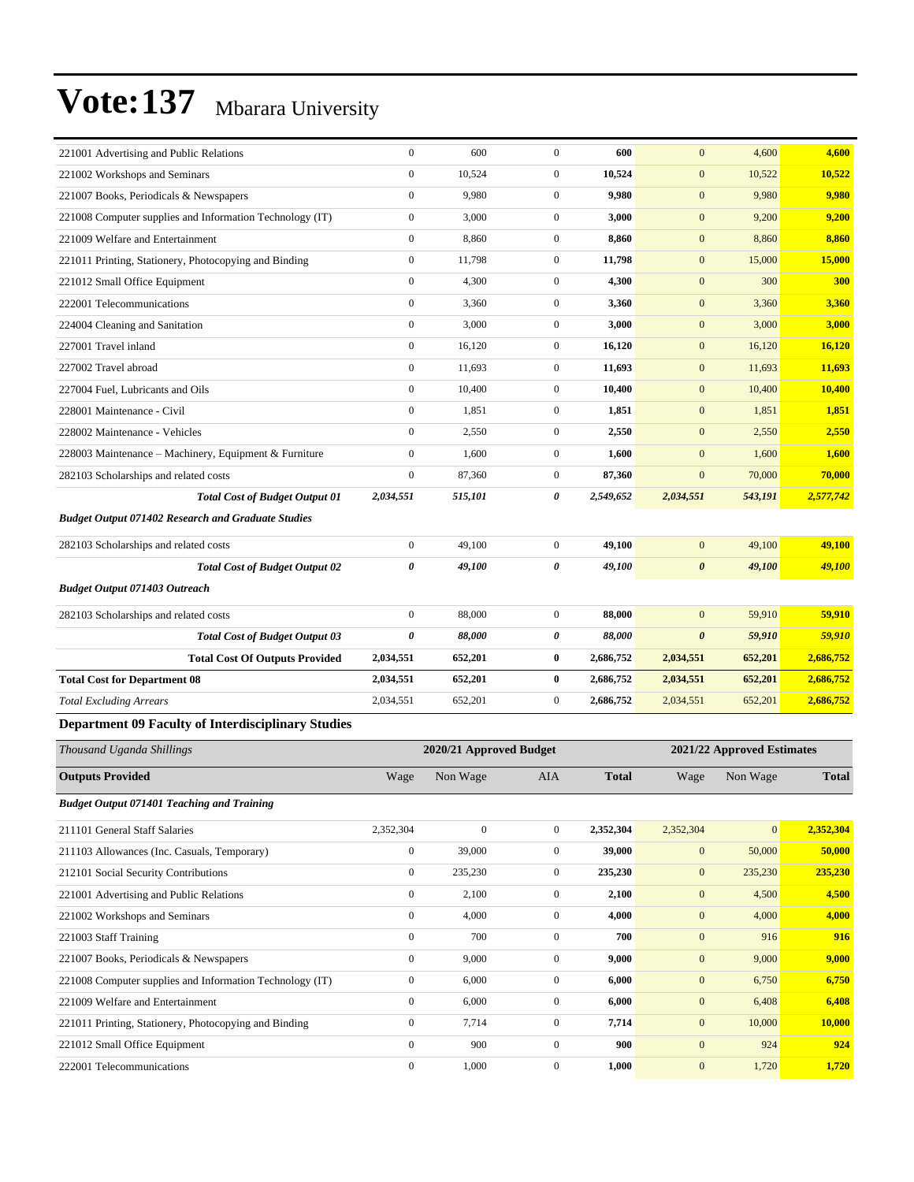# Vote:137 Mbarara University

| | | | | | | | |
|---|---|---|---|---|---|---|---|
| 221001 Advertising and Public Relations | 0 | 600 | 0 | **600** | 0 | 4,600 | **4,600** |
| 221002 Workshops and Seminars | 0 | 10,524 | 0 | **10,524** | 0 | 10,522 | **10,522** |
| 221007 Books, Periodicals & Newspapers | 0 | 9,980 | 0 | **9,980** | 0 | 9,980 | **9,980** |
| 221008 Computer supplies and Information Technology (IT) | 0 | 3,000 | 0 | **3,000** | 0 | 9,200 | **9,200** |
| 221009 Welfare and Entertainment | 0 | 8,860 | 0 | **8,860** | 0 | 8,860 | **8,860** |
| 221011 Printing, Stationery, Photocopying and Binding | 0 | 11,798 | 0 | **11,798** | 0 | 15,000 | **15,000** |
| 221012 Small Office Equipment | 0 | 4,300 | 0 | **4,300** | 0 | 300 | **300** |
| 222001 Telecommunications | 0 | 3,360 | 0 | **3,360** | 0 | 3,360 | **3,360** |
| 224004 Cleaning and Sanitation | 0 | 3,000 | 0 | **3,000** | 0 | 3,000 | **3,000** |
| 227001 Travel inland | 0 | 16,120 | 0 | **16,120** | 0 | 16,120 | **16,120** |
| 227002 Travel abroad | 0 | 11,693 | 0 | **11,693** | 0 | 11,693 | **11,693** |
| 227004 Fuel, Lubricants and Oils | 0 | 10,400 | 0 | **10,400** | 0 | 10,400 | **10,400** |
| 228001 Maintenance - Civil | 0 | 1,851 | 0 | **1,851** | 0 | 1,851 | **1,851** |
| 228002 Maintenance - Vehicles | 0 | 2,550 | 0 | **2,550** | 0 | 2,550 | **2,550** |
| 228003 Maintenance – Machinery, Equipment & Furniture | 0 | 1,600 | 0 | **1,600** | 0 | 1,600 | **1,600** |
| 282103 Scholarships and related costs | 0 | 87,360 | 0 | **87,360** | 0 | 70,000 | **70,000** |
| ***Total Cost of Budget Output 01*** | ***2,034,551*** | ***515,101*** | ***0*** | ***2,549,652*** | ***2,034,551*** | ***543,191*** | ***2,577,742*** |
| ***Budget Output 071402 Research and Graduate Studies*** | | | | | | | |
| 282103 Scholarships and related costs | 0 | 49,100 | 0 | **49,100** | 0 | 49,100 | **49,100** |
| ***Total Cost of Budget Output 02*** | ***0*** | ***49,100*** | ***0*** | ***49,100*** | ***0*** | ***49,100*** | ***49,100*** |
| ***Budget Output 071403 Outreach*** | | | | | | | |
| 282103 Scholarships and related costs | 0 | 88,000 | 0 | **88,000** | 0 | 59,910 | **59,910** |
| ***Total Cost of Budget Output 03*** | ***0*** | ***88,000*** | ***0*** | ***88,000*** | ***0*** | ***59,910*** | ***59,910*** |
| **Total Cost Of Outputs Provided** | **2,034,551** | **652,201** | **0** | **2,686,752** | **2,034,551** | **652,201** | **2,686,752** |
| **Total Cost for Department 08** | **2,034,551** | **652,201** | **0** | **2,686,752** | **2,034,551** | **652,201** | **2,686,752** |
| *Total Excluding Arrears* | 2,034,551 | 652,201 | 0 | **2,686,752** | 2,034,551 | 652,201 | **2,686,752** |

### Department 09 Faculty of Interdisciplinary Studies

| *Thousand Uganda Shillings* | **2020/21 Approved Budget** | | | | **2021/22 Approved Estimates** | | |
|---|---|---|---|---|---|---|---|
| **Outputs Provided** | Wage | Non Wage | AIA | **Total** | Wage | Non Wage | **Total** |
| ***Budget Output 071401 Teaching and Training*** | | | | | | | |
| 211101 General Staff Salaries | 2,352,304 | 0 | 0 | **2,352,304** | 2,352,304 | 0 | **2,352,304** |
| 211103 Allowances (Inc. Casuals, Temporary) | 0 | 39,000 | 0 | **39,000** | 0 | 50,000 | **50,000** |
| 212101 Social Security Contributions | 0 | 235,230 | 0 | **235,230** | 0 | 235,230 | **235,230** |
| 221001 Advertising and Public Relations | 0 | 2,100 | 0 | **2,100** | 0 | 4,500 | **4,500** |
| 221002 Workshops and Seminars | 0 | 4,000 | 0 | **4,000** | 0 | 4,000 | **4,000** |
| 221003 Staff Training | 0 | 700 | 0 | **700** | 0 | 916 | **916** |
| 221007 Books, Periodicals & Newspapers | 0 | 9,000 | 0 | **9,000** | 0 | 9,000 | **9,000** |
| 221008 Computer supplies and Information Technology (IT) | 0 | 6,000 | 0 | **6,000** | 0 | 6,750 | **6,750** |
| 221009 Welfare and Entertainment | 0 | 6,000 | 0 | **6,000** | 0 | 6,408 | **6,408** |
| 221011 Printing, Stationery, Photocopying and Binding | 0 | 7,714 | 0 | **7,714** | 0 | 10,000 | **10,000** |
| 221012 Small Office Equipment | 0 | 900 | 0 | **900** | 0 | 924 | **924** |
| 222001 Telecommunications | 0 | 1,000 | 0 | **1,000** | 0 | 1,720 | **1,720** |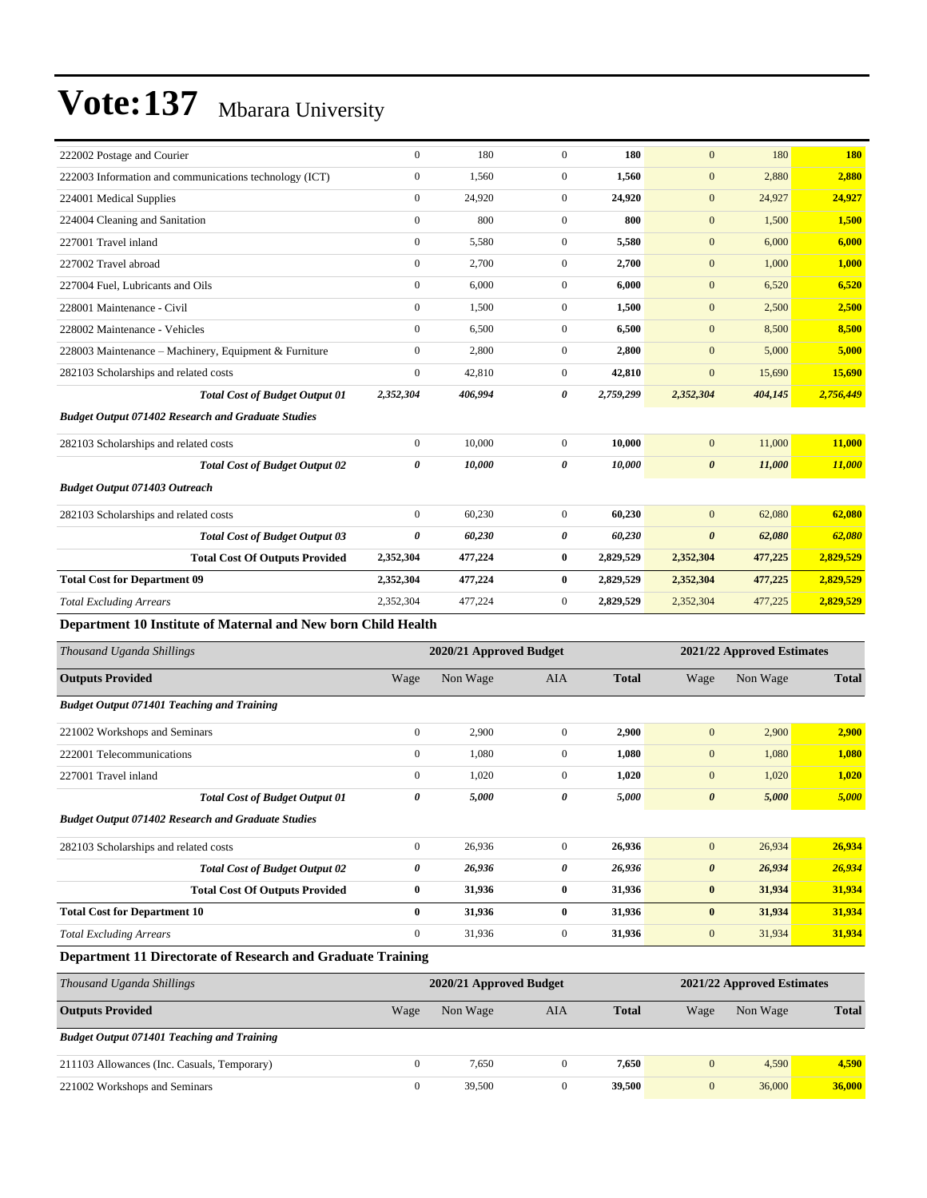| | | | | | | | |
|---|---|---|---|---|---|---|---|
| 222002 Postage and Courier | 0 | 180 | 0 | **180** | 0 | 180 | **180** |
| 222003 Information and communications technology (ICT) | 0 | 1,560 | 0 | **1,560** | 0 | 2,880 | **2,880** |
| 224001 Medical Supplies | 0 | 24,920 | 0 | **24,920** | 0 | 24,927 | **24,927** |
| 224004 Cleaning and Sanitation | 0 | 800 | 0 | **800** | 0 | 1,500 | **1,500** |
| 227001 Travel inland | 0 | 5,580 | 0 | **5,580** | 0 | 6,000 | **6,000** |
| 227002 Travel abroad | 0 | 2,700 | 0 | **2,700** | 0 | 1,000 | **1,000** |
| 227004 Fuel, Lubricants and Oils | 0 | 6,000 | 0 | **6,000** | 0 | 6,520 | **6,520** |
| 228001 Maintenance - Civil | 0 | 1,500 | 0 | **1,500** | 0 | 2,500 | **2,500** |
| 228002 Maintenance - Vehicles | 0 | 6,500 | 0 | **6,500** | 0 | 8,500 | **8,500** |
| 228003 Maintenance – Machinery, Equipment & Furniture | 0 | 2,800 | 0 | **2,800** | 0 | 5,000 | **5,000** |
| 282103 Scholarships and related costs | 0 | 42,810 | 0 | **42,810** | 0 | 15,690 | **15,690** |
| ***Total Cost of Budget Output 01*** | ***2,352,304*** | ***406,994*** | ***0*** | ***2,759,299*** | ***2,352,304*** | ***404,145*** | ***2,756,449*** |
| ***Budget Output 071402 Research and Graduate Studies*** | | | | | | | |
| 282103 Scholarships and related costs | 0 | 10,000 | 0 | **10,000** | 0 | 11,000 | **11,000** |
| ***Total Cost of Budget Output 02*** | ***0*** | ***10,000*** | ***0*** | ***10,000*** | ***0*** | ***11,000*** | ***11,000*** |
| ***Budget Output 071403 Outreach*** | | | | | | | |
| 282103 Scholarships and related costs | 0 | 60,230 | 0 | **60,230** | 0 | 62,080 | **62,080** |
| ***Total Cost of Budget Output 03*** | ***0*** | ***60,230*** | ***0*** | ***60,230*** | ***0*** | ***62,080*** | ***62,080*** |
| **Total Cost Of Outputs Provided** | **2,352,304** | **477,224** | **0** | **2,829,529** | **2,352,304** | **477,225** | **2,829,529** |
| **Total Cost for Department 09** | **2,352,304** | **477,224** | **0** | **2,829,529** | **2,352,304** | **477,225** | **2,829,529** |
| *Total Excluding Arrears* | 2,352,304 | 477,224 | 0 | **2,829,529** | 2,352,304 | 477,225 | **2,829,529** |

### Department 10 Institute of Maternal and New born Child Health

| *Thousand Uganda Shillings* | 2020/21 Approved Budget | | | | 2021/22 Approved Estimates | | |
|---|---|---|---|---|---|---|---|
| **Outputs Provided** | Wage | Non Wage | AIA | **Total** | Wage | Non Wage | **Total** |
| ***Budget Output 071401 Teaching and Training*** | | | | | | | |
| 221002 Workshops and Seminars | 0 | 2,900 | 0 | **2,900** | 0 | 2,900 | **2,900** |
| 222001 Telecommunications | 0 | 1,080 | 0 | **1,080** | 0 | 1,080 | **1,080** |
| 227001 Travel inland | 0 | 1,020 | 0 | **1,020** | 0 | 1,020 | **1,020** |
| ***Total Cost of Budget Output 01*** | ***0*** | ***5,000*** | ***0*** | ***5,000*** | ***0*** | ***5,000*** | ***5,000*** |
| ***Budget Output 071402 Research and Graduate Studies*** | | | | | | | |
| 282103 Scholarships and related costs | 0 | 26,936 | 0 | **26,936** | 0 | 26,934 | **26,934** |
| ***Total Cost of Budget Output 02*** | ***0*** | ***26,936*** | ***0*** | ***26,936*** | ***0*** | ***26,934*** | ***26,934*** |
| **Total Cost Of Outputs Provided** | **0** | **31,936** | **0** | **31,936** | **0** | **31,934** | **31,934** |
| **Total Cost for Department 10** | **0** | **31,936** | **0** | **31,936** | **0** | **31,934** | **31,934** |
| *Total Excluding Arrears* | 0 | 31,936 | 0 | **31,936** | 0 | 31,934 | **31,934** |

### Department 11 Directorate of Research and Graduate Training

| *Thousand Uganda Shillings* | 2020/21 Approved Budget | | | | 2021/22 Approved Estimates | | |
|---|---|---|---|---|---|---|---|
| **Outputs Provided** | Wage | Non Wage | AIA | **Total** | Wage | Non Wage | **Total** |
| ***Budget Output 071401 Teaching and Training*** | | | | | | | |
| 211103 Allowances (Inc. Casuals, Temporary) | 0 | 7,650 | 0 | **7,650** | 0 | 4,590 | **4,590** |
| 221002 Workshops and Seminars | 0 | 39,500 | 0 | **39,500** | 0 | 36,000 | **36,000** |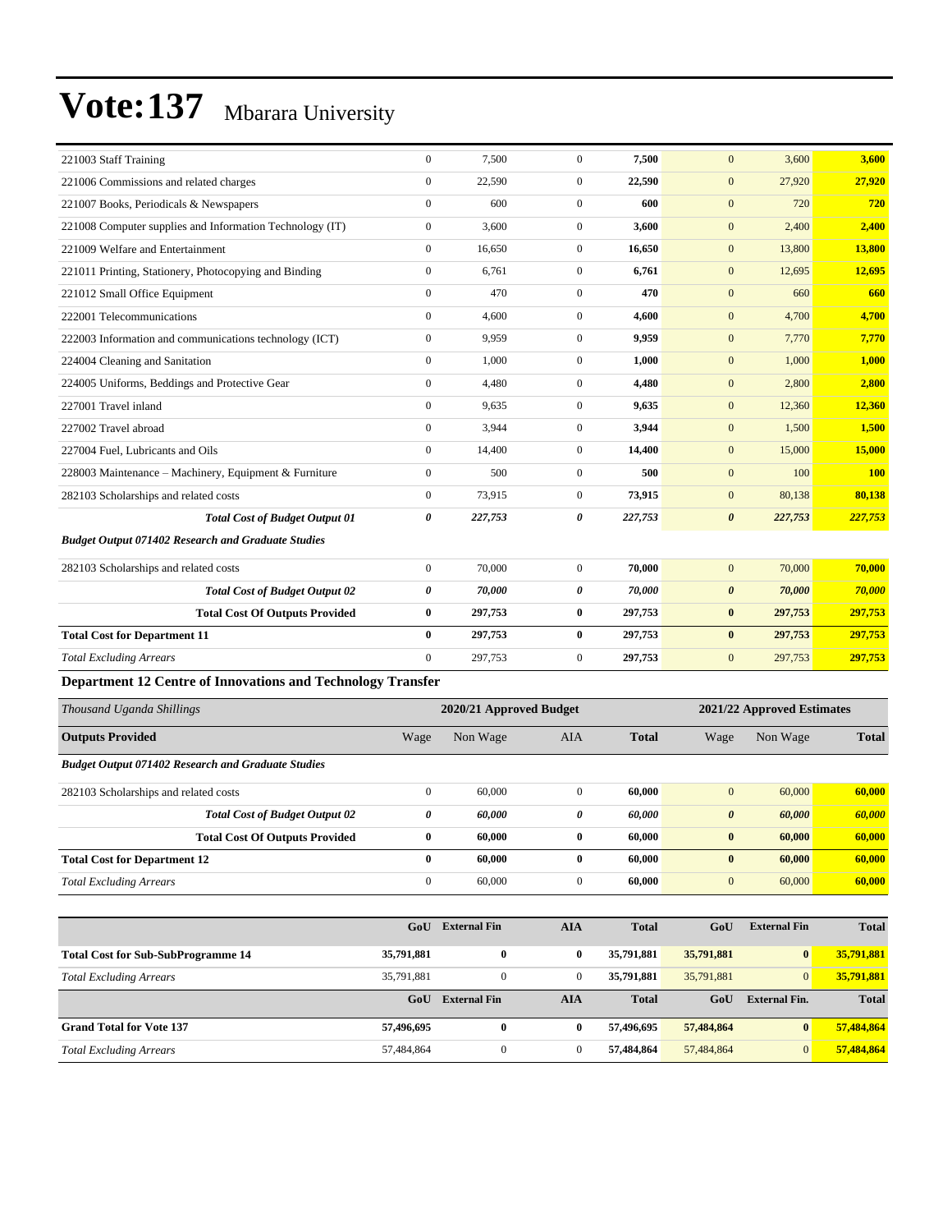# Vote:137 Mbarara University

| | | | | | | | |
|---|---|---|---|---|---|---|---|
| 221003 Staff Training | 0 | 7,500 | 0 | **7,500** | 0 | 3,600 | **3,600** |
| 221006 Commissions and related charges | 0 | 22,590 | 0 | **22,590** | 0 | 27,920 | **27,920** |
| 221007 Books, Periodicals & Newspapers | 0 | 600 | 0 | **600** | 0 | 720 | **720** |
| 221008 Computer supplies and Information Technology (IT) | 0 | 3,600 | 0 | **3,600** | 0 | 2,400 | **2,400** |
| 221009 Welfare and Entertainment | 0 | 16,650 | 0 | **16,650** | 0 | 13,800 | **13,800** |
| 221011 Printing, Stationery, Photocopying and Binding | 0 | 6,761 | 0 | **6,761** | 0 | 12,695 | **12,695** |
| 221012 Small Office Equipment | 0 | 470 | 0 | **470** | 0 | 660 | **660** |
| 222001 Telecommunications | 0 | 4,600 | 0 | **4,600** | 0 | 4,700 | **4,700** |
| 222003 Information and communications technology (ICT) | 0 | 9,959 | 0 | **9,959** | 0 | 7,770 | **7,770** |
| 224004 Cleaning and Sanitation | 0 | 1,000 | 0 | **1,000** | 0 | 1,000 | **1,000** |
| 224005 Uniforms, Beddings and Protective Gear | 0 | 4,480 | 0 | **4,480** | 0 | 2,800 | **2,800** |
| 227001 Travel inland | 0 | 9,635 | 0 | **9,635** | 0 | 12,360 | **12,360** |
| 227002 Travel abroad | 0 | 3,944 | 0 | **3,944** | 0 | 1,500 | **1,500** |
| 227004 Fuel, Lubricants and Oils | 0 | 14,400 | 0 | **14,400** | 0 | 15,000 | **15,000** |
| 228003 Maintenance – Machinery, Equipment & Furniture | 0 | 500 | 0 | **500** | 0 | 100 | **100** |
| 282103 Scholarships and related costs | 0 | 73,915 | 0 | **73,915** | 0 | 80,138 | **80,138** |
| ***Total Cost of Budget Output 01*** | ***0*** | ***227,753*** | ***0*** | ***227,753*** | ***0*** | ***227,753*** | ***227,753*** |
| ***Budget Output 071402 Research and Graduate Studies*** | | | | | | | |
| 282103 Scholarships and related costs | 0 | 70,000 | 0 | **70,000** | 0 | 70,000 | **70,000** |
| ***Total Cost of Budget Output 02*** | ***0*** | ***70,000*** | ***0*** | ***70,000*** | ***0*** | ***70,000*** | ***70,000*** |
| **Total Cost Of Outputs Provided** | **0** | **297,753** | **0** | **297,753** | **0** | **297,753** | **297,753** |
| **Total Cost for Department 11** | **0** | **297,753** | **0** | **297,753** | **0** | **297,753** | **297,753** |
| *Total Excluding Arrears* | 0 | 297,753 | 0 | **297,753** | 0 | 297,753 | **297,753** |

### Department 12 Centre of Innovations and Technology Transfer

| *Thousand Uganda Shillings* | 2020/21 Approved Budget | | | | 2021/22 Approved Estimates | | |
|---|---|---|---|---|---|---|---|
| **Outputs Provided** | Wage | Non Wage | AIA | **Total** | Wage | Non Wage | **Total** |
| ***Budget Output 071402 Research and Graduate Studies*** | | | | | | | |
| 282103 Scholarships and related costs | 0 | 60,000 | 0 | **60,000** | 0 | 60,000 | **60,000** |
| ***Total Cost of Budget Output 02*** | ***0*** | ***60,000*** | ***0*** | ***60,000*** | ***0*** | ***60,000*** | ***60,000*** |
| **Total Cost Of Outputs Provided** | **0** | **60,000** | **0** | **60,000** | **0** | **60,000** | **60,000** |
| **Total Cost for Department 12** | **0** | **60,000** | **0** | **60,000** | **0** | **60,000** | **60,000** |
| *Total Excluding Arrears* | 0 | 60,000 | 0 | **60,000** | 0 | 60,000 | **60,000** |

| | GoU | External Fin | AIA | Total | GoU | External Fin | Total |
|---|---|---|---|---|---|---|---|
| **Total Cost for Sub-SubProgramme 14** | **35,791,881** | **0** | **0** | **35,791,881** | **35,791,881** | **0** | **35,791,881** |
| *Total Excluding Arrears* | 35,791,881 | 0 | 0 | **35,791,881** | 35,791,881 | 0 | **35,791,881** |
| | **GoU** | **External Fin** | **AIA** | **Total** | **GoU** | **External Fin.** | **Total** |
| **Grand Total for Vote 137** | **57,496,695** | **0** | **0** | **57,496,695** | **57,484,864** | **0** | **57,484,864** |
| *Total Excluding Arrears* | 57,484,864 | 0 | 0 | **57,484,864** | 57,484,864 | 0 | **57,484,864** |